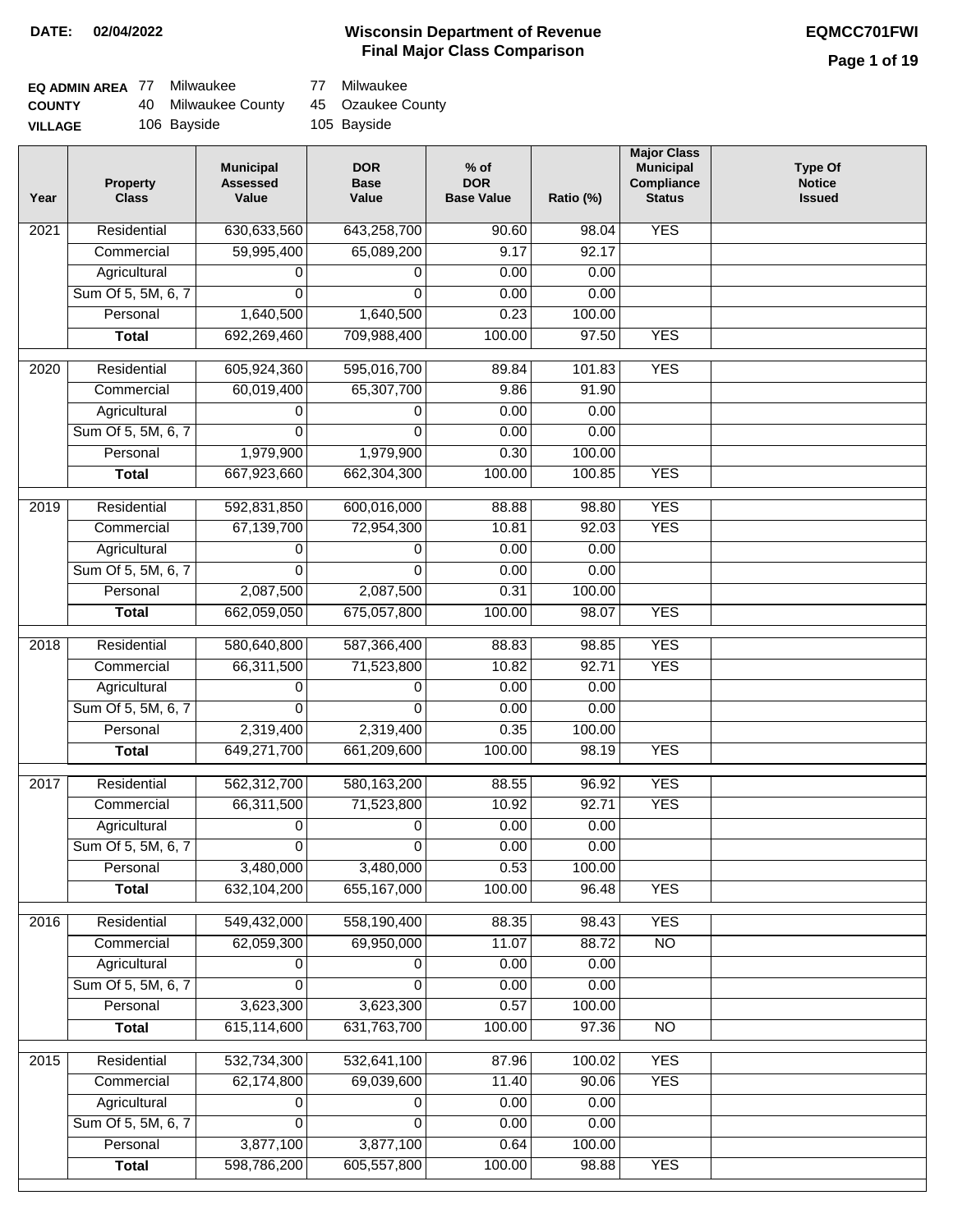**DATE:** 02/04/2022

# Wisconsin Department of Revenue
## Final Major Class Comparison

**EQMCC701FWI**

| | | | | |
|---|---|---|---|---|
| **EQ ADMIN AREA** | 77 | Milwaukee | 77 | Milwaukee |
| **COUNTY** | 40 | Milwaukee County | 45 | Ozaukee County |
| **VILLAGE** | 106 | Bayside | 105 | Bayside |

| Year | Property Class | Municipal Assessed Value | DOR Base Value | % of DOR Base Value | Ratio (%) | Major Class Municipal Compliance Status | Type Of Notice Issued |
|---|---|---|---|---|---|---|---|
| 2021 | Residential | 630,633,560 | 643,258,700 | 90.60 | 98.04 | YES | |
| | Commercial | 59,995,400 | 65,089,200 | 9.17 | 92.17 | | |
| | Agricultural | 0 | 0 | 0.00 | 0.00 | | |
| | Sum Of 5, 5M, 6, 7 | 0 | 0 | 0.00 | 0.00 | | |
| | Personal | 1,640,500 | 1,640,500 | 0.23 | 100.00 | | |
| | **Total** | 692,269,460 | 709,988,400 | 100.00 | 97.50 | YES | |
| 2020 | Residential | 605,924,360 | 595,016,700 | 89.84 | 101.83 | YES | |
| | Commercial | 60,019,400 | 65,307,700 | 9.86 | 91.90 | | |
| | Agricultural | 0 | 0 | 0.00 | 0.00 | | |
| | Sum Of 5, 5M, 6, 7 | 0 | 0 | 0.00 | 0.00 | | |
| | Personal | 1,979,900 | 1,979,900 | 0.30 | 100.00 | | |
| | **Total** | 667,923,660 | 662,304,300 | 100.00 | 100.85 | YES | |
| 2019 | Residential | 592,831,850 | 600,016,000 | 88.88 | 98.80 | YES | |
| | Commercial | 67,139,700 | 72,954,300 | 10.81 | 92.03 | YES | |
| | Agricultural | 0 | 0 | 0.00 | 0.00 | | |
| | Sum Of 5, 5M, 6, 7 | 0 | 0 | 0.00 | 0.00 | | |
| | Personal | 2,087,500 | 2,087,500 | 0.31 | 100.00 | | |
| | **Total** | 662,059,050 | 675,057,800 | 100.00 | 98.07 | YES | |
| 2018 | Residential | 580,640,800 | 587,366,400 | 88.83 | 98.85 | YES | |
| | Commercial | 66,311,500 | 71,523,800 | 10.82 | 92.71 | YES | |
| | Agricultural | 0 | 0 | 0.00 | 0.00 | | |
| | Sum Of 5, 5M, 6, 7 | 0 | 0 | 0.00 | 0.00 | | |
| | Personal | 2,319,400 | 2,319,400 | 0.35 | 100.00 | | |
| | **Total** | 649,271,700 | 661,209,600 | 100.00 | 98.19 | YES | |
| 2017 | Residential | 562,312,700 | 580,163,200 | 88.55 | 96.92 | YES | |
| | Commercial | 66,311,500 | 71,523,800 | 10.92 | 92.71 | YES | |
| | Agricultural | 0 | 0 | 0.00 | 0.00 | | |
| | Sum Of 5, 5M, 6, 7 | 0 | 0 | 0.00 | 0.00 | | |
| | Personal | 3,480,000 | 3,480,000 | 0.53 | 100.00 | | |
| | **Total** | 632,104,200 | 655,167,000 | 100.00 | 96.48 | YES | |
| 2016 | Residential | 549,432,000 | 558,190,400 | 88.35 | 98.43 | YES | |
| | Commercial | 62,059,300 | 69,950,000 | 11.07 | 88.72 | NO | |
| | Agricultural | 0 | 0 | 0.00 | 0.00 | | |
| | Sum Of 5, 5M, 6, 7 | 0 | 0 | 0.00 | 0.00 | | |
| | Personal | 3,623,300 | 3,623,300 | 0.57 | 100.00 | | |
| | **Total** | 615,114,600 | 631,763,700 | 100.00 | 97.36 | NO | |
| 2015 | Residential | 532,734,300 | 532,641,100 | 87.96 | 100.02 | YES | |
| | Commercial | 62,174,800 | 69,039,600 | 11.40 | 90.06 | YES | |
| | Agricultural | 0 | 0 | 0.00 | 0.00 | | |
| | Sum Of 5, 5M, 6, 7 | 0 | 0 | 0.00 | 0.00 | | |
| | Personal | 3,877,100 | 3,877,100 | 0.64 | 100.00 | | |
| | **Total** | 598,786,200 | 605,557,800 | 100.00 | 98.88 | YES | |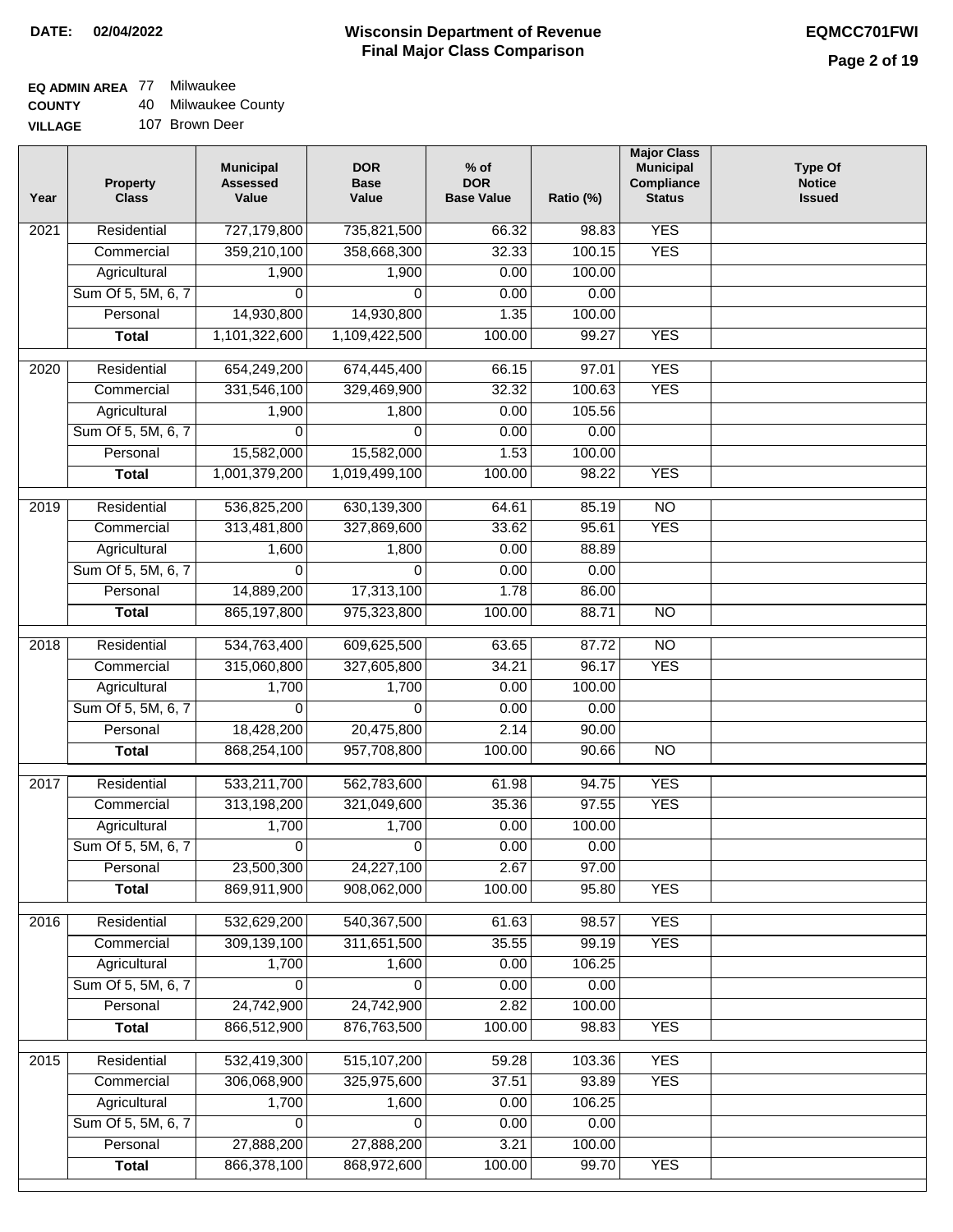**DATE: 02/04/2022**

# Wisconsin Department of Revenue
## Final Major Class Comparison

**EQMCC701FWI**

**EQ ADMIN AREA** 77 Milwaukee
**COUNTY** 40 Milwaukee County
**VILLAGE** 107 Brown Deer

| Year | Property Class | Municipal Assessed Value | DOR Base Value | % of DOR Base Value | Ratio (%) | Major Class Municipal Compliance Status | Type Of Notice Issued |
|---|---|---|---|---|---|---|---|
| 2021 | Residential | 727,179,800 | 735,821,500 | 66.32 | 98.83 | YES | |
| | Commercial | 359,210,100 | 358,668,300 | 32.33 | 100.15 | YES | |
| | Agricultural | 1,900 | 1,900 | 0.00 | 100.00 | | |
| | Sum Of 5, 5M, 6, 7 | 0 | 0 | 0.00 | 0.00 | | |
| | Personal | 14,930,800 | 14,930,800 | 1.35 | 100.00 | | |
| | **Total** | 1,101,322,600 | 1,109,422,500 | 100.00 | 99.27 | YES | |
| 2020 | Residential | 654,249,200 | 674,445,400 | 66.15 | 97.01 | YES | |
| | Commercial | 331,546,100 | 329,469,900 | 32.32 | 100.63 | YES | |
| | Agricultural | 1,900 | 1,800 | 0.00 | 105.56 | | |
| | Sum Of 5, 5M, 6, 7 | 0 | 0 | 0.00 | 0.00 | | |
| | Personal | 15,582,000 | 15,582,000 | 1.53 | 100.00 | | |
| | **Total** | 1,001,379,200 | 1,019,499,100 | 100.00 | 98.22 | YES | |
| 2019 | Residential | 536,825,200 | 630,139,300 | 64.61 | 85.19 | NO | |
| | Commercial | 313,481,800 | 327,869,600 | 33.62 | 95.61 | YES | |
| | Agricultural | 1,600 | 1,800 | 0.00 | 88.89 | | |
| | Sum Of 5, 5M, 6, 7 | 0 | 0 | 0.00 | 0.00 | | |
| | Personal | 14,889,200 | 17,313,100 | 1.78 | 86.00 | | |
| | **Total** | 865,197,800 | 975,323,800 | 100.00 | 88.71 | NO | |
| 2018 | Residential | 534,763,400 | 609,625,500 | 63.65 | 87.72 | NO | |
| | Commercial | 315,060,800 | 327,605,800 | 34.21 | 96.17 | YES | |
| | Agricultural | 1,700 | 1,700 | 0.00 | 100.00 | | |
| | Sum Of 5, 5M, 6, 7 | 0 | 0 | 0.00 | 0.00 | | |
| | Personal | 18,428,200 | 20,475,800 | 2.14 | 90.00 | | |
| | **Total** | 868,254,100 | 957,708,800 | 100.00 | 90.66 | NO | |
| 2017 | Residential | 533,211,700 | 562,783,600 | 61.98 | 94.75 | YES | |
| | Commercial | 313,198,200 | 321,049,600 | 35.36 | 97.55 | YES | |
| | Agricultural | 1,700 | 1,700 | 0.00 | 100.00 | | |
| | Sum Of 5, 5M, 6, 7 | 0 | 0 | 0.00 | 0.00 | | |
| | Personal | 23,500,300 | 24,227,100 | 2.67 | 97.00 | | |
| | **Total** | 869,911,900 | 908,062,000 | 100.00 | 95.80 | YES | |
| 2016 | Residential | 532,629,200 | 540,367,500 | 61.63 | 98.57 | YES | |
| | Commercial | 309,139,100 | 311,651,500 | 35.55 | 99.19 | YES | |
| | Agricultural | 1,700 | 1,600 | 0.00 | 106.25 | | |
| | Sum Of 5, 5M, 6, 7 | 0 | 0 | 0.00 | 0.00 | | |
| | Personal | 24,742,900 | 24,742,900 | 2.82 | 100.00 | | |
| | **Total** | 866,512,900 | 876,763,500 | 100.00 | 98.83 | YES | |
| 2015 | Residential | 532,419,300 | 515,107,200 | 59.28 | 103.36 | YES | |
| | Commercial | 306,068,900 | 325,975,600 | 37.51 | 93.89 | YES | |
| | Agricultural | 1,700 | 1,600 | 0.00 | 106.25 | | |
| | Sum Of 5, 5M, 6, 7 | 0 | 0 | 0.00 | 0.00 | | |
| | Personal | 27,888,200 | 27,888,200 | 3.21 | 100.00 | | |
| | **Total** | 866,378,100 | 868,972,600 | 100.00 | 99.70 | YES | |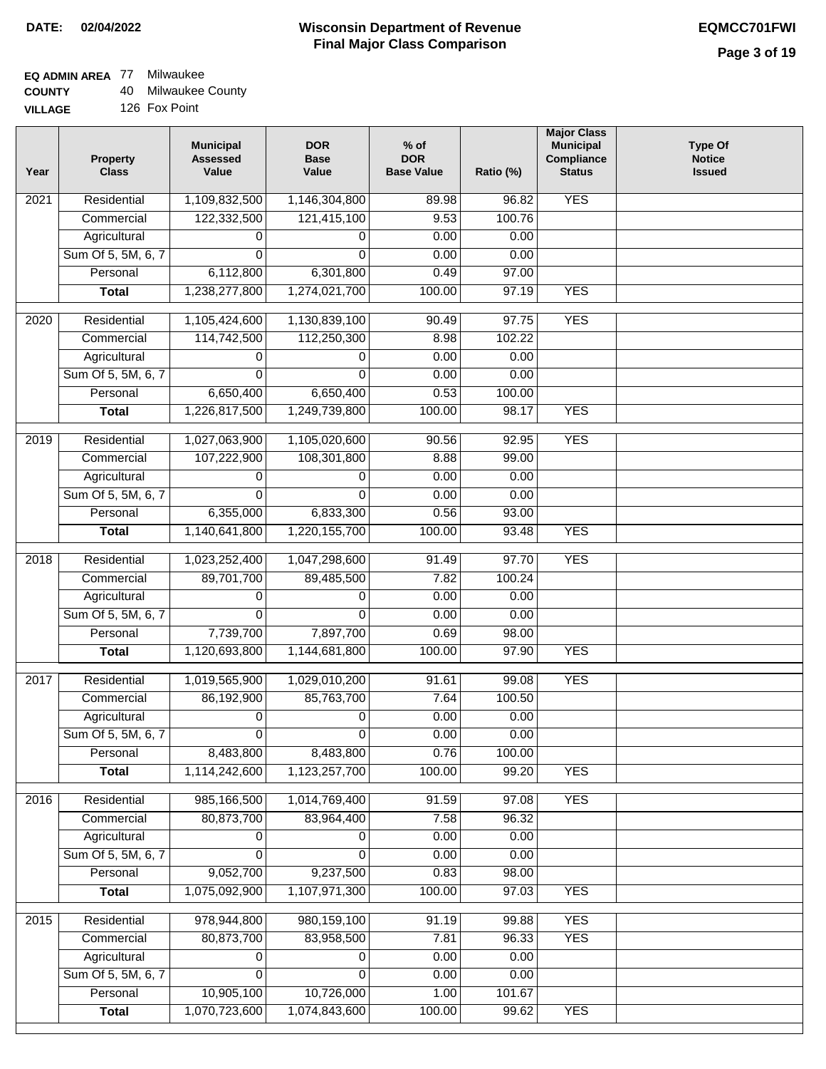**DATE: 02/04/2022**

# Wisconsin Department of Revenue
## Final Major Class Comparison

**EQMCC701FWI**

**EQ ADMIN AREA** 77 Milwaukee
**COUNTY** 40 Milwaukee County
**VILLAGE** 126 Fox Point

| Year | Property Class | Municipal Assessed Value | DOR Base Value | % of DOR Base Value | Ratio (%) | Major Class Municipal Compliance Status | Type Of Notice Issued |
|---|---|---|---|---|---|---|---|
| 2021 | Residential | 1,109,832,500 | 1,146,304,800 | 89.98 | 96.82 | YES | |
| | Commercial | 122,332,500 | 121,415,100 | 9.53 | 100.76 | | |
| | Agricultural | 0 | 0 | 0.00 | 0.00 | | |
| | Sum Of 5, 5M, 6, 7 | 0 | 0 | 0.00 | 0.00 | | |
| | Personal | 6,112,800 | 6,301,800 | 0.49 | 97.00 | | |
| | **Total** | 1,238,277,800 | 1,274,021,700 | 100.00 | 97.19 | YES | |
| 2020 | Residential | 1,105,424,600 | 1,130,839,100 | 90.49 | 97.75 | YES | |
| | Commercial | 114,742,500 | 112,250,300 | 8.98 | 102.22 | | |
| | Agricultural | 0 | 0 | 0.00 | 0.00 | | |
| | Sum Of 5, 5M, 6, 7 | 0 | 0 | 0.00 | 0.00 | | |
| | Personal | 6,650,400 | 6,650,400 | 0.53 | 100.00 | | |
| | **Total** | 1,226,817,500 | 1,249,739,800 | 100.00 | 98.17 | YES | |
| 2019 | Residential | 1,027,063,900 | 1,105,020,600 | 90.56 | 92.95 | YES | |
| | Commercial | 107,222,900 | 108,301,800 | 8.88 | 99.00 | | |
| | Agricultural | 0 | 0 | 0.00 | 0.00 | | |
| | Sum Of 5, 5M, 6, 7 | 0 | 0 | 0.00 | 0.00 | | |
| | Personal | 6,355,000 | 6,833,300 | 0.56 | 93.00 | | |
| | **Total** | 1,140,641,800 | 1,220,155,700 | 100.00 | 93.48 | YES | |
| 2018 | Residential | 1,023,252,400 | 1,047,298,600 | 91.49 | 97.70 | YES | |
| | Commercial | 89,701,700 | 89,485,500 | 7.82 | 100.24 | | |
| | Agricultural | 0 | 0 | 0.00 | 0.00 | | |
| | Sum Of 5, 5M, 6, 7 | 0 | 0 | 0.00 | 0.00 | | |
| | Personal | 7,739,700 | 7,897,700 | 0.69 | 98.00 | | |
| | **Total** | 1,120,693,800 | 1,144,681,800 | 100.00 | 97.90 | YES | |
| 2017 | Residential | 1,019,565,900 | 1,029,010,200 | 91.61 | 99.08 | YES | |
| | Commercial | 86,192,900 | 85,763,700 | 7.64 | 100.50 | | |
| | Agricultural | 0 | 0 | 0.00 | 0.00 | | |
| | Sum Of 5, 5M, 6, 7 | 0 | 0 | 0.00 | 0.00 | | |
| | Personal | 8,483,800 | 8,483,800 | 0.76 | 100.00 | | |
| | **Total** | 1,114,242,600 | 1,123,257,700 | 100.00 | 99.20 | YES | |
| 2016 | Residential | 985,166,500 | 1,014,769,400 | 91.59 | 97.08 | YES | |
| | Commercial | 80,873,700 | 83,964,400 | 7.58 | 96.32 | | |
| | Agricultural | 0 | 0 | 0.00 | 0.00 | | |
| | Sum Of 5, 5M, 6, 7 | 0 | 0 | 0.00 | 0.00 | | |
| | Personal | 9,052,700 | 9,237,500 | 0.83 | 98.00 | | |
| | **Total** | 1,075,092,900 | 1,107,971,300 | 100.00 | 97.03 | YES | |
| 2015 | Residential | 978,944,800 | 980,159,100 | 91.19 | 99.88 | YES | |
| | Commercial | 80,873,700 | 83,958,500 | 7.81 | 96.33 | YES | |
| | Agricultural | 0 | 0 | 0.00 | 0.00 | | |
| | Sum Of 5, 5M, 6, 7 | 0 | 0 | 0.00 | 0.00 | | |
| | Personal | 10,905,100 | 10,726,000 | 1.00 | 101.67 | | |
| | **Total** | 1,070,723,600 | 1,074,843,600 | 100.00 | 99.62 | YES | |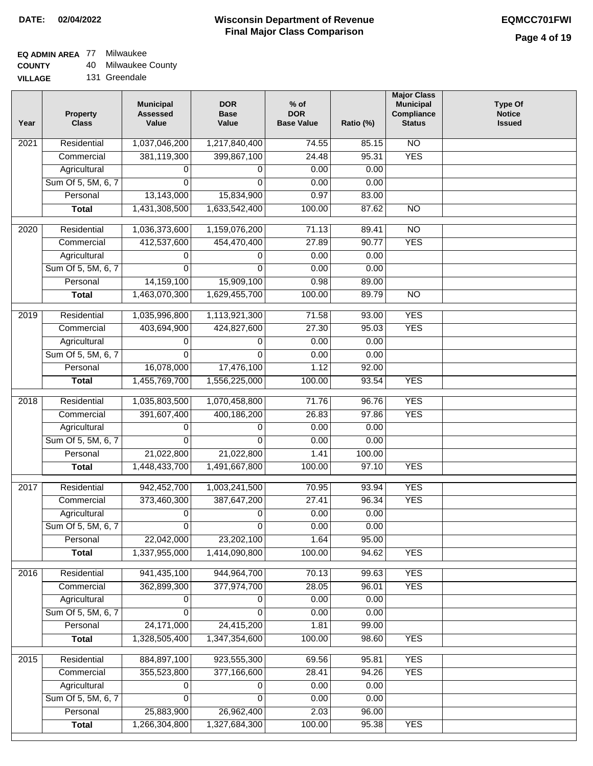**DATE: 02/04/2022**

# Wisconsin Department of Revenue
## Final Major Class Comparison

**EQMCC701FWI**

**EQ ADMIN AREA** 77 Milwaukee
**COUNTY** 40 Milwaukee County
**VILLAGE** 131 Greendale

| Year | Property Class | Municipal Assessed Value | DOR Base Value | % of DOR Base Value | Ratio (%) | Major Class Municipal Compliance Status | Type Of Notice Issued |
|---|---|---|---|---|---|---|---|
| 2021 | Residential | 1,037,046,200 | 1,217,840,400 | 74.55 | 85.15 | NO | |
| | Commercial | 381,119,300 | 399,867,100 | 24.48 | 95.31 | YES | |
| | Agricultural | 0 | 0 | 0.00 | 0.00 | | |
| | Sum Of 5, 5M, 6, 7 | 0 | 0 | 0.00 | 0.00 | | |
| | Personal | 13,143,000 | 15,834,900 | 0.97 | 83.00 | | |
| | **Total** | 1,431,308,500 | 1,633,542,400 | 100.00 | 87.62 | NO | |
| 2020 | Residential | 1,036,373,600 | 1,159,076,200 | 71.13 | 89.41 | NO | |
| | Commercial | 412,537,600 | 454,470,400 | 27.89 | 90.77 | YES | |
| | Agricultural | 0 | 0 | 0.00 | 0.00 | | |
| | Sum Of 5, 5M, 6, 7 | 0 | 0 | 0.00 | 0.00 | | |
| | Personal | 14,159,100 | 15,909,100 | 0.98 | 89.00 | | |
| | **Total** | 1,463,070,300 | 1,629,455,700 | 100.00 | 89.79 | NO | |
| 2019 | Residential | 1,035,996,800 | 1,113,921,300 | 71.58 | 93.00 | YES | |
| | Commercial | 403,694,900 | 424,827,600 | 27.30 | 95.03 | YES | |
| | Agricultural | 0 | 0 | 0.00 | 0.00 | | |
| | Sum Of 5, 5M, 6, 7 | 0 | 0 | 0.00 | 0.00 | | |
| | Personal | 16,078,000 | 17,476,100 | 1.12 | 92.00 | | |
| | **Total** | 1,455,769,700 | 1,556,225,000 | 100.00 | 93.54 | YES | |
| 2018 | Residential | 1,035,803,500 | 1,070,458,800 | 71.76 | 96.76 | YES | |
| | Commercial | 391,607,400 | 400,186,200 | 26.83 | 97.86 | YES | |
| | Agricultural | 0 | 0 | 0.00 | 0.00 | | |
| | Sum Of 5, 5M, 6, 7 | 0 | 0 | 0.00 | 0.00 | | |
| | Personal | 21,022,800 | 21,022,800 | 1.41 | 100.00 | | |
| | **Total** | 1,448,433,700 | 1,491,667,800 | 100.00 | 97.10 | YES | |
| 2017 | Residential | 942,452,700 | 1,003,241,500 | 70.95 | 93.94 | YES | |
| | Commercial | 373,460,300 | 387,647,200 | 27.41 | 96.34 | YES | |
| | Agricultural | 0 | 0 | 0.00 | 0.00 | | |
| | Sum Of 5, 5M, 6, 7 | 0 | 0 | 0.00 | 0.00 | | |
| | Personal | 22,042,000 | 23,202,100 | 1.64 | 95.00 | | |
| | **Total** | 1,337,955,000 | 1,414,090,800 | 100.00 | 94.62 | YES | |
| 2016 | Residential | 941,435,100 | 944,964,700 | 70.13 | 99.63 | YES | |
| | Commercial | 362,899,300 | 377,974,700 | 28.05 | 96.01 | YES | |
| | Agricultural | 0 | 0 | 0.00 | 0.00 | | |
| | Sum Of 5, 5M, 6, 7 | 0 | 0 | 0.00 | 0.00 | | |
| | Personal | 24,171,000 | 24,415,200 | 1.81 | 99.00 | | |
| | **Total** | 1,328,505,400 | 1,347,354,600 | 100.00 | 98.60 | YES | |
| 2015 | Residential | 884,897,100 | 923,555,300 | 69.56 | 95.81 | YES | |
| | Commercial | 355,523,800 | 377,166,600 | 28.41 | 94.26 | YES | |
| | Agricultural | 0 | 0 | 0.00 | 0.00 | | |
| | Sum Of 5, 5M, 6, 7 | 0 | 0 | 0.00 | 0.00 | | |
| | Personal | 25,883,900 | 26,962,400 | 2.03 | 96.00 | | |
| | **Total** | 1,266,304,800 | 1,327,684,300 | 100.00 | 95.38 | YES | |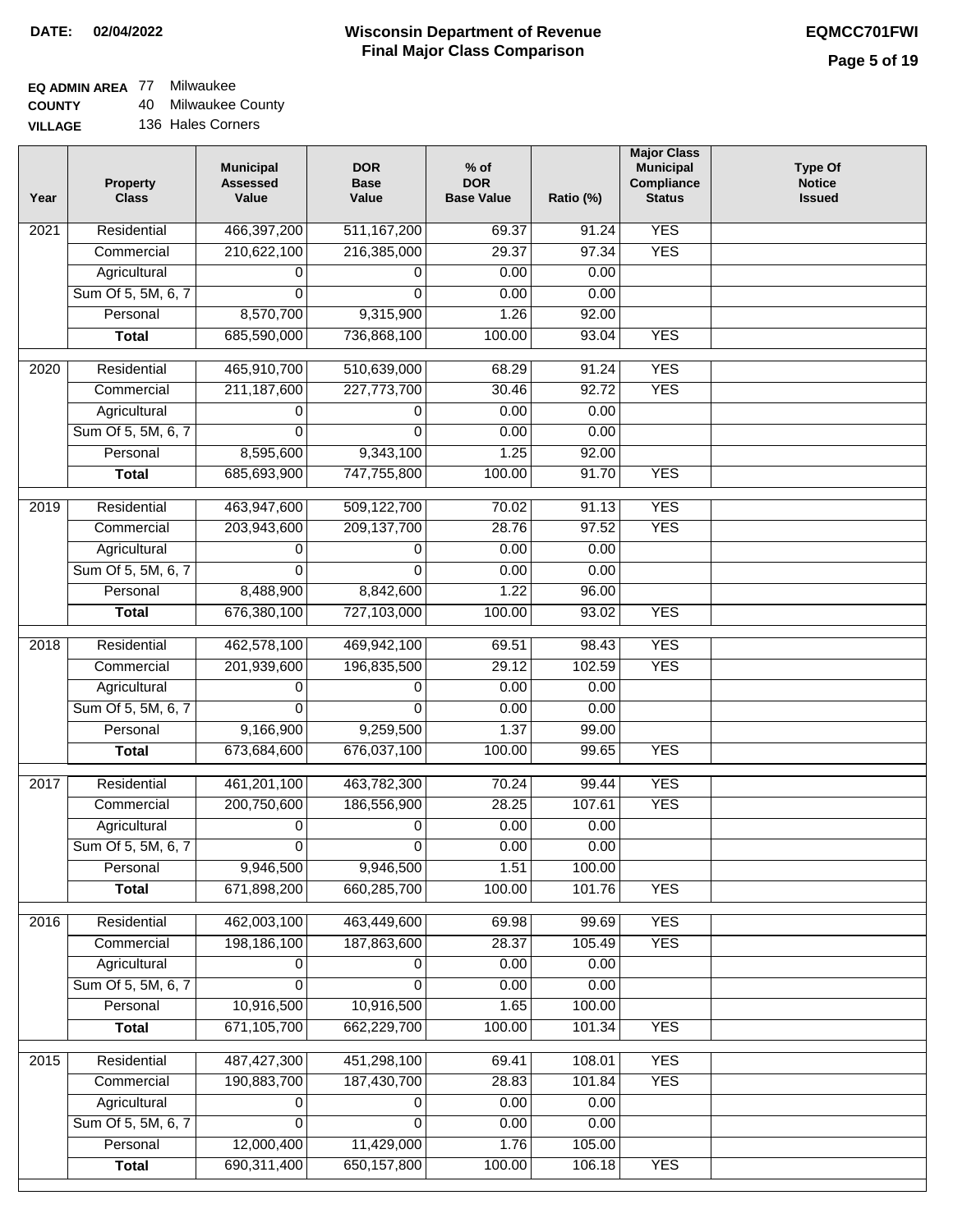**DATE:** 02/04/2022

# Wisconsin Department of Revenue
## Final Major Class Comparison

**EQMCC701FWI**

**EQ ADMIN AREA** 77 Milwaukee
**COUNTY** 40 Milwaukee County
**VILLAGE** 136 Hales Corners

| Year | Property Class | Municipal Assessed Value | DOR Base Value | % of DOR Base Value | Ratio (%) | Major Class Municipal Compliance Status | Type Of Notice Issued |
|---|---|---|---|---|---|---|---|
| 2021 | Residential | 466,397,200 | 511,167,200 | 69.37 | 91.24 | YES | |
| | Commercial | 210,622,100 | 216,385,000 | 29.37 | 97.34 | YES | |
| | Agricultural | 0 | 0 | 0.00 | 0.00 | | |
| | Sum Of 5, 5M, 6, 7 | 0 | 0 | 0.00 | 0.00 | | |
| | Personal | 8,570,700 | 9,315,900 | 1.26 | 92.00 | | |
| | **Total** | 685,590,000 | 736,868,100 | 100.00 | 93.04 | YES | |
| 2020 | Residential | 465,910,700 | 510,639,000 | 68.29 | 91.24 | YES | |
| | Commercial | 211,187,600 | 227,773,700 | 30.46 | 92.72 | YES | |
| | Agricultural | 0 | 0 | 0.00 | 0.00 | | |
| | Sum Of 5, 5M, 6, 7 | 0 | 0 | 0.00 | 0.00 | | |
| | Personal | 8,595,600 | 9,343,100 | 1.25 | 92.00 | | |
| | **Total** | 685,693,900 | 747,755,800 | 100.00 | 91.70 | YES | |
| 2019 | Residential | 463,947,600 | 509,122,700 | 70.02 | 91.13 | YES | |
| | Commercial | 203,943,600 | 209,137,700 | 28.76 | 97.52 | YES | |
| | Agricultural | 0 | 0 | 0.00 | 0.00 | | |
| | Sum Of 5, 5M, 6, 7 | 0 | 0 | 0.00 | 0.00 | | |
| | Personal | 8,488,900 | 8,842,600 | 1.22 | 96.00 | | |
| | **Total** | 676,380,100 | 727,103,000 | 100.00 | 93.02 | YES | |
| 2018 | Residential | 462,578,100 | 469,942,100 | 69.51 | 98.43 | YES | |
| | Commercial | 201,939,600 | 196,835,500 | 29.12 | 102.59 | YES | |
| | Agricultural | 0 | 0 | 0.00 | 0.00 | | |
| | Sum Of 5, 5M, 6, 7 | 0 | 0 | 0.00 | 0.00 | | |
| | Personal | 9,166,900 | 9,259,500 | 1.37 | 99.00 | | |
| | **Total** | 673,684,600 | 676,037,100 | 100.00 | 99.65 | YES | |
| 2017 | Residential | 461,201,100 | 463,782,300 | 70.24 | 99.44 | YES | |
| | Commercial | 200,750,600 | 186,556,900 | 28.25 | 107.61 | YES | |
| | Agricultural | 0 | 0 | 0.00 | 0.00 | | |
| | Sum Of 5, 5M, 6, 7 | 0 | 0 | 0.00 | 0.00 | | |
| | Personal | 9,946,500 | 9,946,500 | 1.51 | 100.00 | | |
| | **Total** | 671,898,200 | 660,285,700 | 100.00 | 101.76 | YES | |
| 2016 | Residential | 462,003,100 | 463,449,600 | 69.98 | 99.69 | YES | |
| | Commercial | 198,186,100 | 187,863,600 | 28.37 | 105.49 | YES | |
| | Agricultural | 0 | 0 | 0.00 | 0.00 | | |
| | Sum Of 5, 5M, 6, 7 | 0 | 0 | 0.00 | 0.00 | | |
| | Personal | 10,916,500 | 10,916,500 | 1.65 | 100.00 | | |
| | **Total** | 671,105,700 | 662,229,700 | 100.00 | 101.34 | YES | |
| 2015 | Residential | 487,427,300 | 451,298,100 | 69.41 | 108.01 | YES | |
| | Commercial | 190,883,700 | 187,430,700 | 28.83 | 101.84 | YES | |
| | Agricultural | 0 | 0 | 0.00 | 0.00 | | |
| | Sum Of 5, 5M, 6, 7 | 0 | 0 | 0.00 | 0.00 | | |
| | Personal | 12,000,400 | 11,429,000 | 1.76 | 105.00 | | |
| | **Total** | 690,311,400 | 650,157,800 | 100.00 | 106.18 | YES | |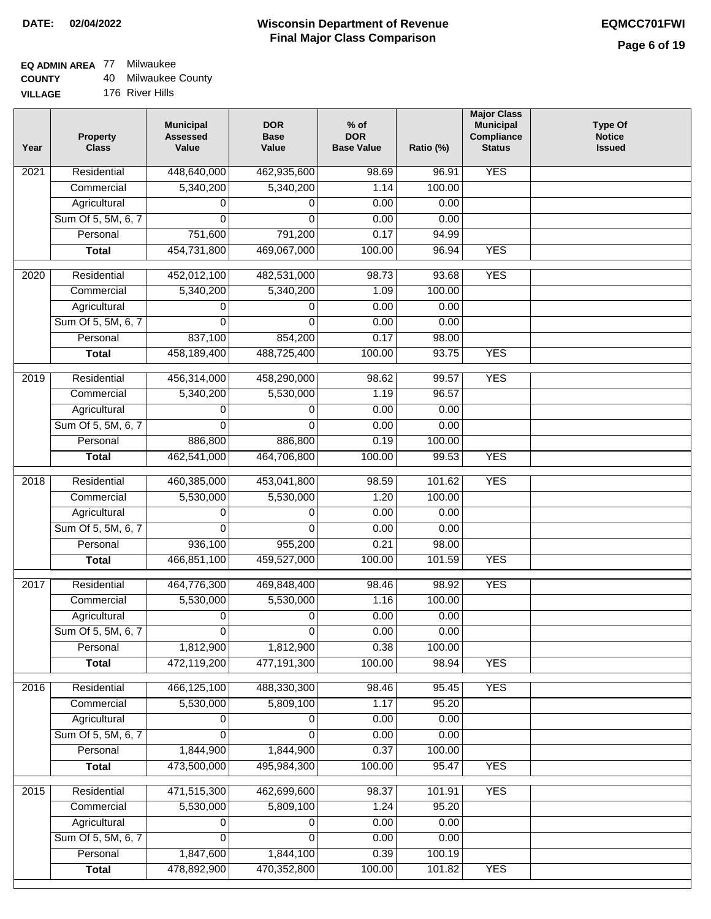DATE: 02/04/2022

# Wisconsin Department of Revenue
## Final Major Class Comparison

EQMCC701FWI

**EQ ADMIN AREA** 77 Milwaukee
**COUNTY** 40 Milwaukee County
**VILLAGE** 176 River Hills

| Year | Property Class | Municipal Assessed Value | DOR Base Value | % of DOR Base Value | Ratio (%) | Major Class Municipal Compliance Status | Type Of Notice Issued |
|---|---|---|---|---|---|---|---|
| 2021 | Residential | 448,640,000 | 462,935,600 | 98.69 | 96.91 | YES | |
| | Commercial | 5,340,200 | 5,340,200 | 1.14 | 100.00 | | |
| | Agricultural | 0 | 0 | 0.00 | 0.00 | | |
| | Sum Of 5, 5M, 6, 7 | 0 | 0 | 0.00 | 0.00 | | |
| | Personal | 751,600 | 791,200 | 0.17 | 94.99 | | |
| | **Total** | 454,731,800 | 469,067,000 | 100.00 | 96.94 | YES | |
| 2020 | Residential | 452,012,100 | 482,531,000 | 98.73 | 93.68 | YES | |
| | Commercial | 5,340,200 | 5,340,200 | 1.09 | 100.00 | | |
| | Agricultural | 0 | 0 | 0.00 | 0.00 | | |
| | Sum Of 5, 5M, 6, 7 | 0 | 0 | 0.00 | 0.00 | | |
| | Personal | 837,100 | 854,200 | 0.17 | 98.00 | | |
| | **Total** | 458,189,400 | 488,725,400 | 100.00 | 93.75 | YES | |
| 2019 | Residential | 456,314,000 | 458,290,000 | 98.62 | 99.57 | YES | |
| | Commercial | 5,340,200 | 5,530,000 | 1.19 | 96.57 | | |
| | Agricultural | 0 | 0 | 0.00 | 0.00 | | |
| | Sum Of 5, 5M, 6, 7 | 0 | 0 | 0.00 | 0.00 | | |
| | Personal | 886,800 | 886,800 | 0.19 | 100.00 | | |
| | **Total** | 462,541,000 | 464,706,800 | 100.00 | 99.53 | YES | |
| 2018 | Residential | 460,385,000 | 453,041,800 | 98.59 | 101.62 | YES | |
| | Commercial | 5,530,000 | 5,530,000 | 1.20 | 100.00 | | |
| | Agricultural | 0 | 0 | 0.00 | 0.00 | | |
| | Sum Of 5, 5M, 6, 7 | 0 | 0 | 0.00 | 0.00 | | |
| | Personal | 936,100 | 955,200 | 0.21 | 98.00 | | |
| | **Total** | 466,851,100 | 459,527,000 | 100.00 | 101.59 | YES | |
| 2017 | Residential | 464,776,300 | 469,848,400 | 98.46 | 98.92 | YES | |
| | Commercial | 5,530,000 | 5,530,000 | 1.16 | 100.00 | | |
| | Agricultural | 0 | 0 | 0.00 | 0.00 | | |
| | Sum Of 5, 5M, 6, 7 | 0 | 0 | 0.00 | 0.00 | | |
| | Personal | 1,812,900 | 1,812,900 | 0.38 | 100.00 | | |
| | **Total** | 472,119,200 | 477,191,300 | 100.00 | 98.94 | YES | |
| 2016 | Residential | 466,125,100 | 488,330,300 | 98.46 | 95.45 | YES | |
| | Commercial | 5,530,000 | 5,809,100 | 1.17 | 95.20 | | |
| | Agricultural | 0 | 0 | 0.00 | 0.00 | | |
| | Sum Of 5, 5M, 6, 7 | 0 | 0 | 0.00 | 0.00 | | |
| | Personal | 1,844,900 | 1,844,900 | 0.37 | 100.00 | | |
| | **Total** | 473,500,000 | 495,984,300 | 100.00 | 95.47 | YES | |
| 2015 | Residential | 471,515,300 | 462,699,600 | 98.37 | 101.91 | YES | |
| | Commercial | 5,530,000 | 5,809,100 | 1.24 | 95.20 | | |
| | Agricultural | 0 | 0 | 0.00 | 0.00 | | |
| | Sum Of 5, 5M, 6, 7 | 0 | 0 | 0.00 | 0.00 | | |
| | Personal | 1,847,600 | 1,844,100 | 0.39 | 100.19 | | |
| | **Total** | 478,892,900 | 470,352,800 | 100.00 | 101.82 | YES | |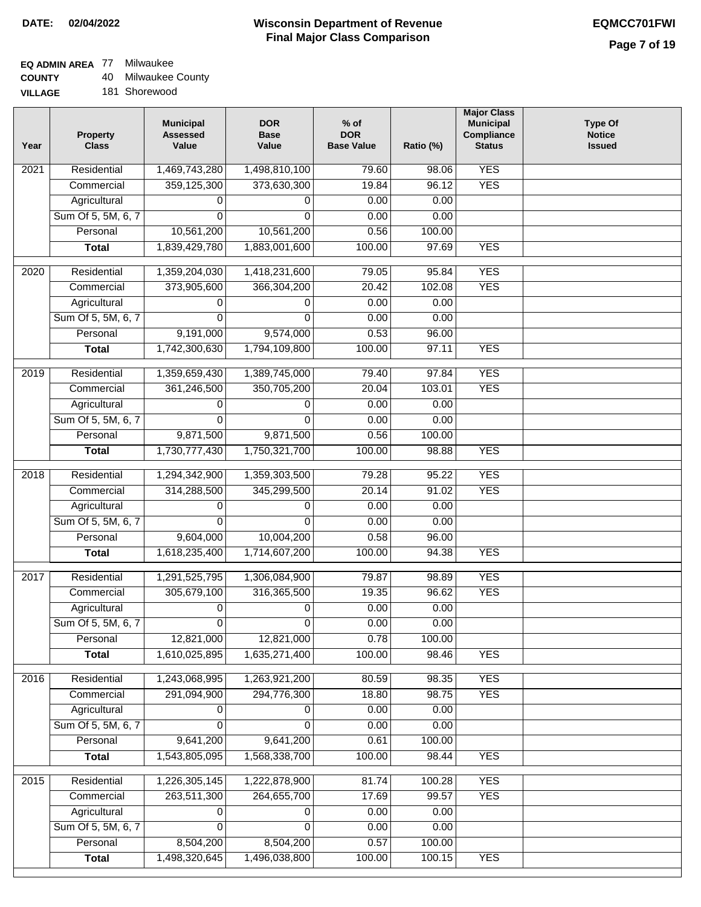**DATE: 02/04/2022**

# Wisconsin Department of Revenue
## Final Major Class Comparison

**EQMCC701FWI**

**EQ ADMIN AREA** 77 Milwaukee
**COUNTY** 40 Milwaukee County
**VILLAGE** 181 Shorewood

| Year | Property Class | Municipal Assessed Value | DOR Base Value | % of DOR Base Value | Ratio (%) | Major Class Municipal Compliance Status | Type Of Notice Issued |
|---|---|---|---|---|---|---|---|
| 2021 | Residential | 1,469,743,280 | 1,498,810,100 | 79.60 | 98.06 | YES | |
| | Commercial | 359,125,300 | 373,630,300 | 19.84 | 96.12 | YES | |
| | Agricultural | 0 | 0 | 0.00 | 0.00 | | |
| | Sum Of 5, 5M, 6, 7 | 0 | 0 | 0.00 | 0.00 | | |
| | Personal | 10,561,200 | 10,561,200 | 0.56 | 100.00 | | |
| | **Total** | 1,839,429,780 | 1,883,001,600 | 100.00 | 97.69 | YES | |
| 2020 | Residential | 1,359,204,030 | 1,418,231,600 | 79.05 | 95.84 | YES | |
| | Commercial | 373,905,600 | 366,304,200 | 20.42 | 102.08 | YES | |
| | Agricultural | 0 | 0 | 0.00 | 0.00 | | |
| | Sum Of 5, 5M, 6, 7 | 0 | 0 | 0.00 | 0.00 | | |
| | Personal | 9,191,000 | 9,574,000 | 0.53 | 96.00 | | |
| | **Total** | 1,742,300,630 | 1,794,109,800 | 100.00 | 97.11 | YES | |
| 2019 | Residential | 1,359,659,430 | 1,389,745,000 | 79.40 | 97.84 | YES | |
| | Commercial | 361,246,500 | 350,705,200 | 20.04 | 103.01 | YES | |
| | Agricultural | 0 | 0 | 0.00 | 0.00 | | |
| | Sum Of 5, 5M, 6, 7 | 0 | 0 | 0.00 | 0.00 | | |
| | Personal | 9,871,500 | 9,871,500 | 0.56 | 100.00 | | |
| | **Total** | 1,730,777,430 | 1,750,321,700 | 100.00 | 98.88 | YES | |
| 2018 | Residential | 1,294,342,900 | 1,359,303,500 | 79.28 | 95.22 | YES | |
| | Commercial | 314,288,500 | 345,299,500 | 20.14 | 91.02 | YES | |
| | Agricultural | 0 | 0 | 0.00 | 0.00 | | |
| | Sum Of 5, 5M, 6, 7 | 0 | 0 | 0.00 | 0.00 | | |
| | Personal | 9,604,000 | 10,004,200 | 0.58 | 96.00 | | |
| | **Total** | 1,618,235,400 | 1,714,607,200 | 100.00 | 94.38 | YES | |
| 2017 | Residential | 1,291,525,795 | 1,306,084,900 | 79.87 | 98.89 | YES | |
| | Commercial | 305,679,100 | 316,365,500 | 19.35 | 96.62 | YES | |
| | Agricultural | 0 | 0 | 0.00 | 0.00 | | |
| | Sum Of 5, 5M, 6, 7 | 0 | 0 | 0.00 | 0.00 | | |
| | Personal | 12,821,000 | 12,821,000 | 0.78 | 100.00 | | |
| | **Total** | 1,610,025,895 | 1,635,271,400 | 100.00 | 98.46 | YES | |
| 2016 | Residential | 1,243,068,995 | 1,263,921,200 | 80.59 | 98.35 | YES | |
| | Commercial | 291,094,900 | 294,776,300 | 18.80 | 98.75 | YES | |
| | Agricultural | 0 | 0 | 0.00 | 0.00 | | |
| | Sum Of 5, 5M, 6, 7 | 0 | 0 | 0.00 | 0.00 | | |
| | Personal | 9,641,200 | 9,641,200 | 0.61 | 100.00 | | |
| | **Total** | 1,543,805,095 | 1,568,338,700 | 100.00 | 98.44 | YES | |
| 2015 | Residential | 1,226,305,145 | 1,222,878,900 | 81.74 | 100.28 | YES | |
| | Commercial | 263,511,300 | 264,655,700 | 17.69 | 99.57 | YES | |
| | Agricultural | 0 | 0 | 0.00 | 0.00 | | |
| | Sum Of 5, 5M, 6, 7 | 0 | 0 | 0.00 | 0.00 | | |
| | Personal | 8,504,200 | 8,504,200 | 0.57 | 100.00 | | |
| | **Total** | 1,498,320,645 | 1,496,038,800 | 100.00 | 100.15 | YES | |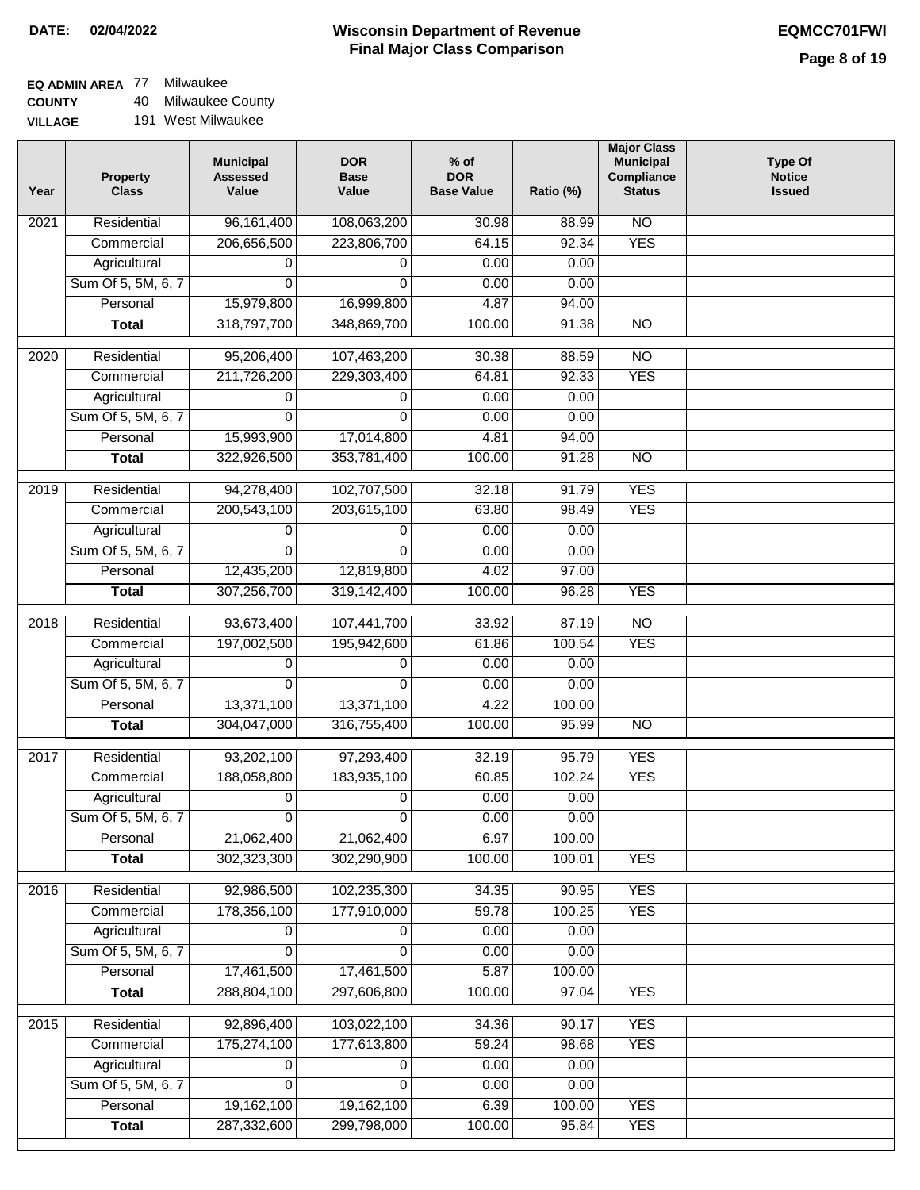**DATE:** 02/04/2022

# Wisconsin Department of Revenue
## Final Major Class Comparison

**EQMCC701FWI**

**EQ ADMIN AREA** 77 Milwaukee
**COUNTY** 40 Milwaukee County
**VILLAGE** 191 West Milwaukee

| Year | Property Class | Municipal Assessed Value | DOR Base Value | % of DOR Base Value | Ratio (%) | Major Class Municipal Compliance Status | Type Of Notice Issued |
|---|---|---|---|---|---|---|---|
| 2021 | Residential | 96,161,400 | 108,063,200 | 30.98 | 88.99 | NO | |
| | Commercial | 206,656,500 | 223,806,700 | 64.15 | 92.34 | YES | |
| | Agricultural | 0 | 0 | 0.00 | 0.00 | | |
| | Sum Of 5, 5M, 6, 7 | 0 | 0 | 0.00 | 0.00 | | |
| | Personal | 15,979,800 | 16,999,800 | 4.87 | 94.00 | | |
| | **Total** | 318,797,700 | 348,869,700 | 100.00 | 91.38 | NO | |
| 2020 | Residential | 95,206,400 | 107,463,200 | 30.38 | 88.59 | NO | |
| | Commercial | 211,726,200 | 229,303,400 | 64.81 | 92.33 | YES | |
| | Agricultural | 0 | 0 | 0.00 | 0.00 | | |
| | Sum Of 5, 5M, 6, 7 | 0 | 0 | 0.00 | 0.00 | | |
| | Personal | 15,993,900 | 17,014,800 | 4.81 | 94.00 | | |
| | **Total** | 322,926,500 | 353,781,400 | 100.00 | 91.28 | NO | |
| 2019 | Residential | 94,278,400 | 102,707,500 | 32.18 | 91.79 | YES | |
| | Commercial | 200,543,100 | 203,615,100 | 63.80 | 98.49 | YES | |
| | Agricultural | 0 | 0 | 0.00 | 0.00 | | |
| | Sum Of 5, 5M, 6, 7 | 0 | 0 | 0.00 | 0.00 | | |
| | Personal | 12,435,200 | 12,819,800 | 4.02 | 97.00 | | |
| | **Total** | 307,256,700 | 319,142,400 | 100.00 | 96.28 | YES | |
| 2018 | Residential | 93,673,400 | 107,441,700 | 33.92 | 87.19 | NO | |
| | Commercial | 197,002,500 | 195,942,600 | 61.86 | 100.54 | YES | |
| | Agricultural | 0 | 0 | 0.00 | 0.00 | | |
| | Sum Of 5, 5M, 6, 7 | 0 | 0 | 0.00 | 0.00 | | |
| | Personal | 13,371,100 | 13,371,100 | 4.22 | 100.00 | | |
| | **Total** | 304,047,000 | 316,755,400 | 100.00 | 95.99 | NO | |
| 2017 | Residential | 93,202,100 | 97,293,400 | 32.19 | 95.79 | YES | |
| | Commercial | 188,058,800 | 183,935,100 | 60.85 | 102.24 | YES | |
| | Agricultural | 0 | 0 | 0.00 | 0.00 | | |
| | Sum Of 5, 5M, 6, 7 | 0 | 0 | 0.00 | 0.00 | | |
| | Personal | 21,062,400 | 21,062,400 | 6.97 | 100.00 | | |
| | **Total** | 302,323,300 | 302,290,900 | 100.00 | 100.01 | YES | |
| 2016 | Residential | 92,986,500 | 102,235,300 | 34.35 | 90.95 | YES | |
| | Commercial | 178,356,100 | 177,910,000 | 59.78 | 100.25 | YES | |
| | Agricultural | 0 | 0 | 0.00 | 0.00 | | |
| | Sum Of 5, 5M, 6, 7 | 0 | 0 | 0.00 | 0.00 | | |
| | Personal | 17,461,500 | 17,461,500 | 5.87 | 100.00 | | |
| | **Total** | 288,804,100 | 297,606,800 | 100.00 | 97.04 | YES | |
| 2015 | Residential | 92,896,400 | 103,022,100 | 34.36 | 90.17 | YES | |
| | Commercial | 175,274,100 | 177,613,800 | 59.24 | 98.68 | YES | |
| | Agricultural | 0 | 0 | 0.00 | 0.00 | | |
| | Sum Of 5, 5M, 6, 7 | 0 | 0 | 0.00 | 0.00 | | |
| | Personal | 19,162,100 | 19,162,100 | 6.39 | 100.00 | YES | |
| | **Total** | 287,332,600 | 299,798,000 | 100.00 | 95.84 | YES | |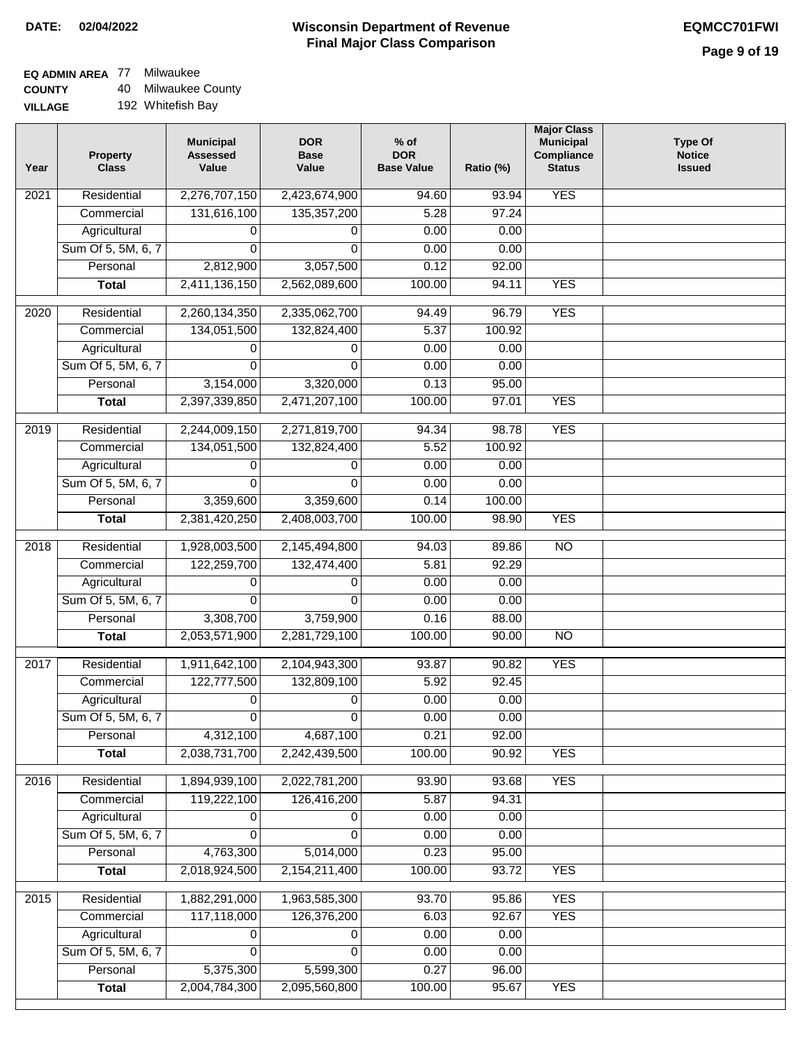DATE: 02/04/2022

# Wisconsin Department of Revenue
## Final Major Class Comparison

EQMCC701FWI

**EQ ADMIN AREA** 77 Milwaukee
**COUNTY** 40 Milwaukee County
**VILLAGE** 192 Whitefish Bay

| Year | Property Class | Municipal Assessed Value | DOR Base Value | % of DOR Base Value | Ratio (%) | Major Class Municipal Compliance Status | Type Of Notice Issued |
|---|---|---|---|---|---|---|---|
| 2021 | Residential | 2,276,707,150 | 2,423,674,900 | 94.60 | 93.94 | YES | |
| | Commercial | 131,616,100 | 135,357,200 | 5.28 | 97.24 | | |
| | Agricultural | 0 | 0 | 0.00 | 0.00 | | |
| | Sum Of 5, 5M, 6, 7 | 0 | 0 | 0.00 | 0.00 | | |
| | Personal | 2,812,900 | 3,057,500 | 0.12 | 92.00 | | |
| | **Total** | 2,411,136,150 | 2,562,089,600 | 100.00 | 94.11 | YES | |
| 2020 | Residential | 2,260,134,350 | 2,335,062,700 | 94.49 | 96.79 | YES | |
| | Commercial | 134,051,500 | 132,824,400 | 5.37 | 100.92 | | |
| | Agricultural | 0 | 0 | 0.00 | 0.00 | | |
| | Sum Of 5, 5M, 6, 7 | 0 | 0 | 0.00 | 0.00 | | |
| | Personal | 3,154,000 | 3,320,000 | 0.13 | 95.00 | | |
| | **Total** | 2,397,339,850 | 2,471,207,100 | 100.00 | 97.01 | YES | |
| 2019 | Residential | 2,244,009,150 | 2,271,819,700 | 94.34 | 98.78 | YES | |
| | Commercial | 134,051,500 | 132,824,400 | 5.52 | 100.92 | | |
| | Agricultural | 0 | 0 | 0.00 | 0.00 | | |
| | Sum Of 5, 5M, 6, 7 | 0 | 0 | 0.00 | 0.00 | | |
| | Personal | 3,359,600 | 3,359,600 | 0.14 | 100.00 | | |
| | **Total** | 2,381,420,250 | 2,408,003,700 | 100.00 | 98.90 | YES | |
| 2018 | Residential | 1,928,003,500 | 2,145,494,800 | 94.03 | 89.86 | NO | |
| | Commercial | 122,259,700 | 132,474,400 | 5.81 | 92.29 | | |
| | Agricultural | 0 | 0 | 0.00 | 0.00 | | |
| | Sum Of 5, 5M, 6, 7 | 0 | 0 | 0.00 | 0.00 | | |
| | Personal | 3,308,700 | 3,759,900 | 0.16 | 88.00 | | |
| | **Total** | 2,053,571,900 | 2,281,729,100 | 100.00 | 90.00 | NO | |
| 2017 | Residential | 1,911,642,100 | 2,104,943,300 | 93.87 | 90.82 | YES | |
| | Commercial | 122,777,500 | 132,809,100 | 5.92 | 92.45 | | |
| | Agricultural | 0 | 0 | 0.00 | 0.00 | | |
| | Sum Of 5, 5M, 6, 7 | 0 | 0 | 0.00 | 0.00 | | |
| | Personal | 4,312,100 | 4,687,100 | 0.21 | 92.00 | | |
| | **Total** | 2,038,731,700 | 2,242,439,500 | 100.00 | 90.92 | YES | |
| 2016 | Residential | 1,894,939,100 | 2,022,781,200 | 93.90 | 93.68 | YES | |
| | Commercial | 119,222,100 | 126,416,200 | 5.87 | 94.31 | | |
| | Agricultural | 0 | 0 | 0.00 | 0.00 | | |
| | Sum Of 5, 5M, 6, 7 | 0 | 0 | 0.00 | 0.00 | | |
| | Personal | 4,763,300 | 5,014,000 | 0.23 | 95.00 | | |
| | **Total** | 2,018,924,500 | 2,154,211,400 | 100.00 | 93.72 | YES | |
| 2015 | Residential | 1,882,291,000 | 1,963,585,300 | 93.70 | 95.86 | YES | |
| | Commercial | 117,118,000 | 126,376,200 | 6.03 | 92.67 | YES | |
| | Agricultural | 0 | 0 | 0.00 | 0.00 | | |
| | Sum Of 5, 5M, 6, 7 | 0 | 0 | 0.00 | 0.00 | | |
| | Personal | 5,375,300 | 5,599,300 | 0.27 | 96.00 | | |
| | **Total** | 2,004,784,300 | 2,095,560,800 | 100.00 | 95.67 | YES | |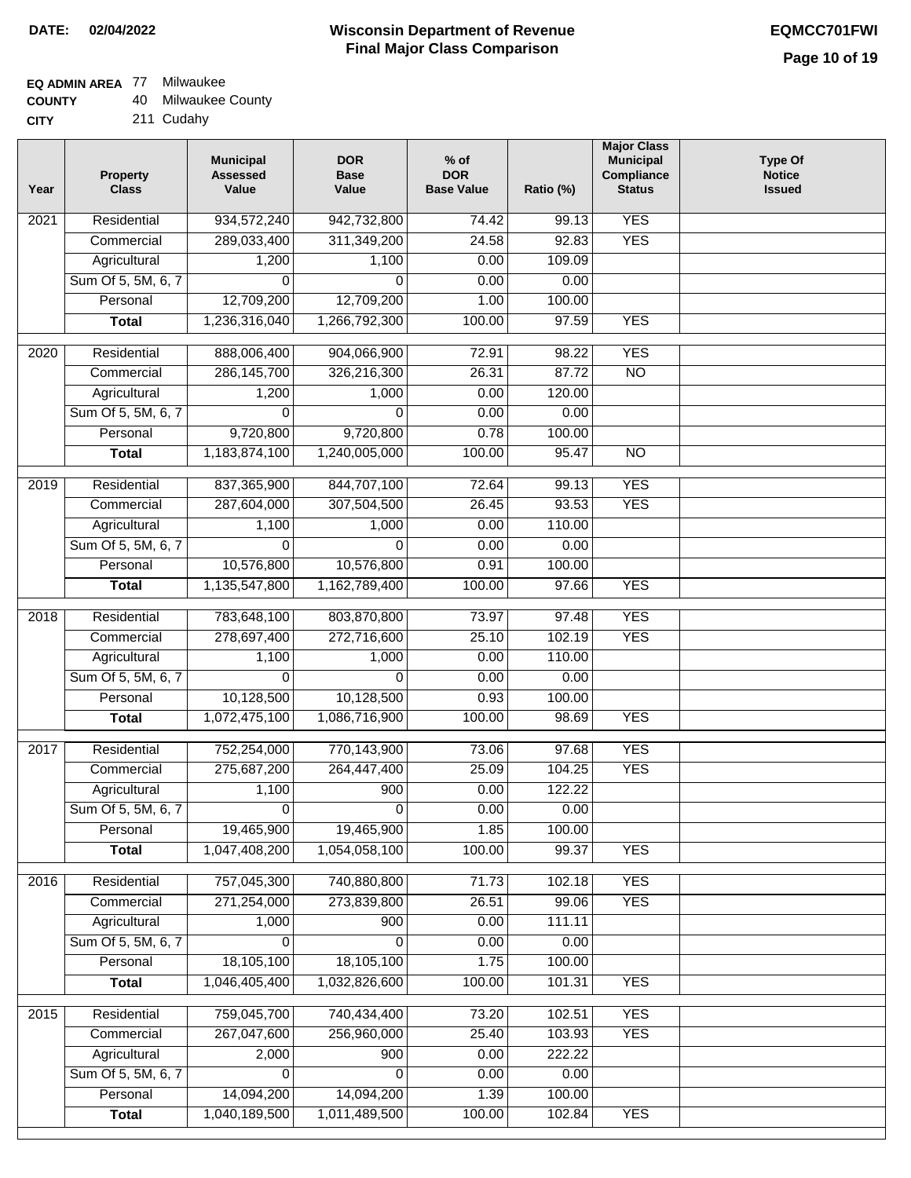**DATE: 02/04/2022**

# Wisconsin Department of Revenue
## Final Major Class Comparison

**EQMCC701FWI**

**EQ ADMIN AREA** 77 Milwaukee
**COUNTY** 40 Milwaukee County
**CITY** 211 Cudahy

| Year | Property Class | Municipal Assessed Value | DOR Base Value | % of DOR Base Value | Ratio (%) | Major Class Municipal Compliance Status | Type Of Notice Issued |
|---|---|---|---|---|---|---|---|
| 2021 | Residential | 934,572,240 | 942,732,800 | 74.42 | 99.13 | YES | |
| | Commercial | 289,033,400 | 311,349,200 | 24.58 | 92.83 | YES | |
| | Agricultural | 1,200 | 1,100 | 0.00 | 109.09 | | |
| | Sum Of 5, 5M, 6, 7 | 0 | 0 | 0.00 | 0.00 | | |
| | Personal | 12,709,200 | 12,709,200 | 1.00 | 100.00 | | |
| | **Total** | 1,236,316,040 | 1,266,792,300 | 100.00 | 97.59 | YES | |
| 2020 | Residential | 888,006,400 | 904,066,900 | 72.91 | 98.22 | YES | |
| | Commercial | 286,145,700 | 326,216,300 | 26.31 | 87.72 | NO | |
| | Agricultural | 1,200 | 1,000 | 0.00 | 120.00 | | |
| | Sum Of 5, 5M, 6, 7 | 0 | 0 | 0.00 | 0.00 | | |
| | Personal | 9,720,800 | 9,720,800 | 0.78 | 100.00 | | |
| | **Total** | 1,183,874,100 | 1,240,005,000 | 100.00 | 95.47 | NO | |
| 2019 | Residential | 837,365,900 | 844,707,100 | 72.64 | 99.13 | YES | |
| | Commercial | 287,604,000 | 307,504,500 | 26.45 | 93.53 | YES | |
| | Agricultural | 1,100 | 1,000 | 0.00 | 110.00 | | |
| | Sum Of 5, 5M, 6, 7 | 0 | 0 | 0.00 | 0.00 | | |
| | Personal | 10,576,800 | 10,576,800 | 0.91 | 100.00 | | |
| | **Total** | 1,135,547,800 | 1,162,789,400 | 100.00 | 97.66 | YES | |
| 2018 | Residential | 783,648,100 | 803,870,800 | 73.97 | 97.48 | YES | |
| | Commercial | 278,697,400 | 272,716,600 | 25.10 | 102.19 | YES | |
| | Agricultural | 1,100 | 1,000 | 0.00 | 110.00 | | |
| | Sum Of 5, 5M, 6, 7 | 0 | 0 | 0.00 | 0.00 | | |
| | Personal | 10,128,500 | 10,128,500 | 0.93 | 100.00 | | |
| | **Total** | 1,072,475,100 | 1,086,716,900 | 100.00 | 98.69 | YES | |
| 2017 | Residential | 752,254,000 | 770,143,900 | 73.06 | 97.68 | YES | |
| | Commercial | 275,687,200 | 264,447,400 | 25.09 | 104.25 | YES | |
| | Agricultural | 1,100 | 900 | 0.00 | 122.22 | | |
| | Sum Of 5, 5M, 6, 7 | 0 | 0 | 0.00 | 0.00 | | |
| | Personal | 19,465,900 | 19,465,900 | 1.85 | 100.00 | | |
| | **Total** | 1,047,408,200 | 1,054,058,100 | 100.00 | 99.37 | YES | |
| 2016 | Residential | 757,045,300 | 740,880,800 | 71.73 | 102.18 | YES | |
| | Commercial | 271,254,000 | 273,839,800 | 26.51 | 99.06 | YES | |
| | Agricultural | 1,000 | 900 | 0.00 | 111.11 | | |
| | Sum Of 5, 5M, 6, 7 | 0 | 0 | 0.00 | 0.00 | | |
| | Personal | 18,105,100 | 18,105,100 | 1.75 | 100.00 | | |
| | **Total** | 1,046,405,400 | 1,032,826,600 | 100.00 | 101.31 | YES | |
| 2015 | Residential | 759,045,700 | 740,434,400 | 73.20 | 102.51 | YES | |
| | Commercial | 267,047,600 | 256,960,000 | 25.40 | 103.93 | YES | |
| | Agricultural | 2,000 | 900 | 0.00 | 222.22 | | |
| | Sum Of 5, 5M, 6, 7 | 0 | 0 | 0.00 | 0.00 | | |
| | Personal | 14,094,200 | 14,094,200 | 1.39 | 100.00 | | |
| | **Total** | 1,040,189,500 | 1,011,489,500 | 100.00 | 102.84 | YES | |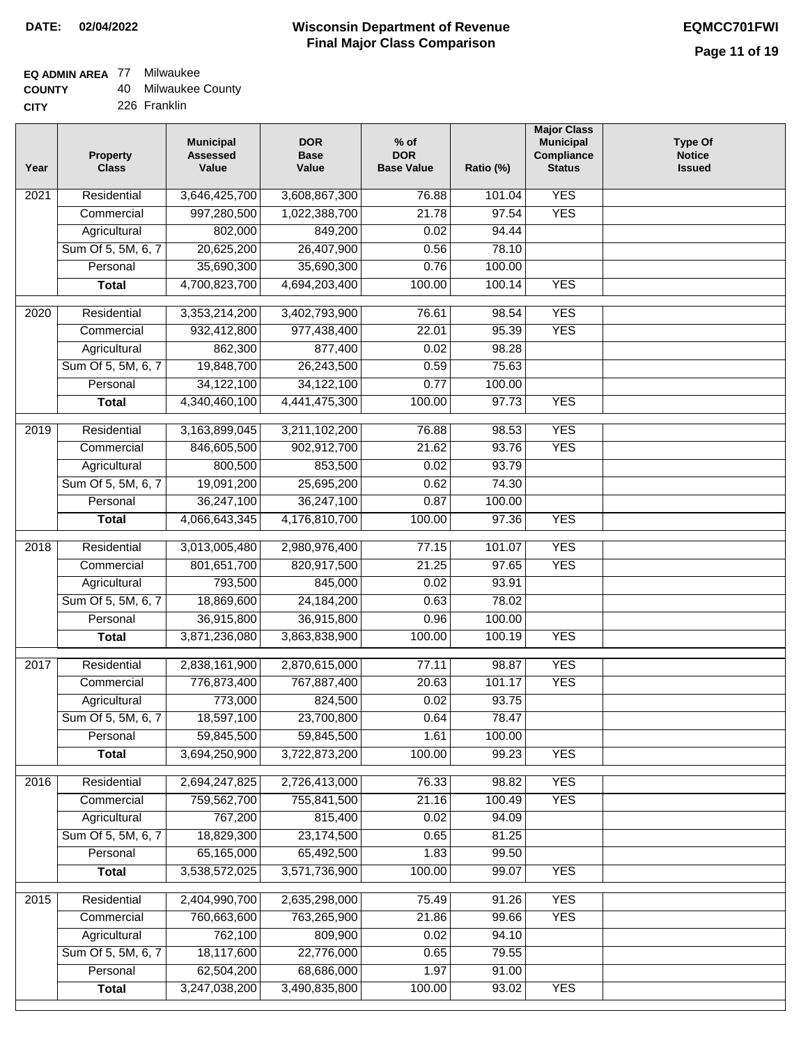**DATE:** 02/04/2022

# Wisconsin Department of Revenue
## Final Major Class Comparison

**EQMCC701FWI**

**EQ ADMIN AREA** 77 Milwaukee
**COUNTY** 40 Milwaukee County
**CITY** 226 Franklin

| Year | Property Class | Municipal Assessed Value | DOR Base Value | % of DOR Base Value | Ratio (%) | Major Class Municipal Compliance Status | Type Of Notice Issued |
|---|---|---|---|---|---|---|---|
| 2021 | Residential | 3,646,425,700 | 3,608,867,300 | 76.88 | 101.04 | YES | |
| | Commercial | 997,280,500 | 1,022,388,700 | 21.78 | 97.54 | YES | |
| | Agricultural | 802,000 | 849,200 | 0.02 | 94.44 | | |
| | Sum Of 5, 5M, 6, 7 | 20,625,200 | 26,407,900 | 0.56 | 78.10 | | |
| | Personal | 35,690,300 | 35,690,300 | 0.76 | 100.00 | | |
| | **Total** | 4,700,823,700 | 4,694,203,400 | 100.00 | 100.14 | YES | |
| 2020 | Residential | 3,353,214,200 | 3,402,793,900 | 76.61 | 98.54 | YES | |
| | Commercial | 932,412,800 | 977,438,400 | 22.01 | 95.39 | YES | |
| | Agricultural | 862,300 | 877,400 | 0.02 | 98.28 | | |
| | Sum Of 5, 5M, 6, 7 | 19,848,700 | 26,243,500 | 0.59 | 75.63 | | |
| | Personal | 34,122,100 | 34,122,100 | 0.77 | 100.00 | | |
| | **Total** | 4,340,460,100 | 4,441,475,300 | 100.00 | 97.73 | YES | |
| 2019 | Residential | 3,163,899,045 | 3,211,102,200 | 76.88 | 98.53 | YES | |
| | Commercial | 846,605,500 | 902,912,700 | 21.62 | 93.76 | YES | |
| | Agricultural | 800,500 | 853,500 | 0.02 | 93.79 | | |
| | Sum Of 5, 5M, 6, 7 | 19,091,200 | 25,695,200 | 0.62 | 74.30 | | |
| | Personal | 36,247,100 | 36,247,100 | 0.87 | 100.00 | | |
| | **Total** | 4,066,643,345 | 4,176,810,700 | 100.00 | 97.36 | YES | |
| 2018 | Residential | 3,013,005,480 | 2,980,976,400 | 77.15 | 101.07 | YES | |
| | Commercial | 801,651,700 | 820,917,500 | 21.25 | 97.65 | YES | |
| | Agricultural | 793,500 | 845,000 | 0.02 | 93.91 | | |
| | Sum Of 5, 5M, 6, 7 | 18,869,600 | 24,184,200 | 0.63 | 78.02 | | |
| | Personal | 36,915,800 | 36,915,800 | 0.96 | 100.00 | | |
| | **Total** | 3,871,236,080 | 3,863,838,900 | 100.00 | 100.19 | YES | |
| 2017 | Residential | 2,838,161,900 | 2,870,615,000 | 77.11 | 98.87 | YES | |
| | Commercial | 776,873,400 | 767,887,400 | 20.63 | 101.17 | YES | |
| | Agricultural | 773,000 | 824,500 | 0.02 | 93.75 | | |
| | Sum Of 5, 5M, 6, 7 | 18,597,100 | 23,700,800 | 0.64 | 78.47 | | |
| | Personal | 59,845,500 | 59,845,500 | 1.61 | 100.00 | | |
| | **Total** | 3,694,250,900 | 3,722,873,200 | 100.00 | 99.23 | YES | |
| 2016 | Residential | 2,694,247,825 | 2,726,413,000 | 76.33 | 98.82 | YES | |
| | Commercial | 759,562,700 | 755,841,500 | 21.16 | 100.49 | YES | |
| | Agricultural | 767,200 | 815,400 | 0.02 | 94.09 | | |
| | Sum Of 5, 5M, 6, 7 | 18,829,300 | 23,174,500 | 0.65 | 81.25 | | |
| | Personal | 65,165,000 | 65,492,500 | 1.83 | 99.50 | | |
| | **Total** | 3,538,572,025 | 3,571,736,900 | 100.00 | 99.07 | YES | |
| 2015 | Residential | 2,404,990,700 | 2,635,298,000 | 75.49 | 91.26 | YES | |
| | Commercial | 760,663,600 | 763,265,900 | 21.86 | 99.66 | YES | |
| | Agricultural | 762,100 | 809,900 | 0.02 | 94.10 | | |
| | Sum Of 5, 5M, 6, 7 | 18,117,600 | 22,776,000 | 0.65 | 79.55 | | |
| | Personal | 62,504,200 | 68,686,000 | 1.97 | 91.00 | | |
| | **Total** | 3,247,038,200 | 3,490,835,800 | 100.00 | 93.02 | YES | |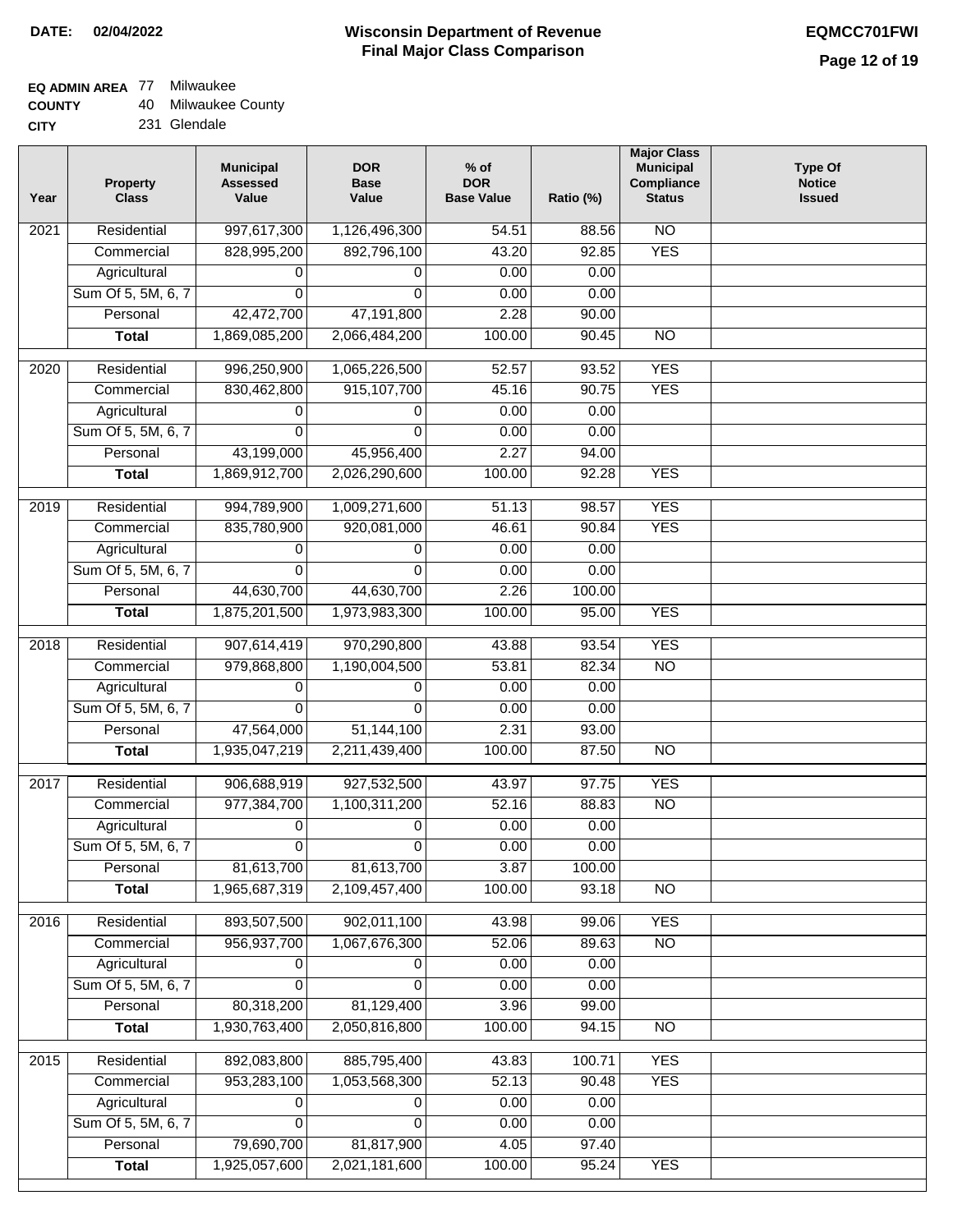**DATE: 02/04/2022**

# Wisconsin Department of Revenue
## Final Major Class Comparison

**EQMCC701FWI**

**EQ ADMIN AREA** 77 Milwaukee
**COUNTY** 40 Milwaukee County
**CITY** 231 Glendale

| Year | Property Class | Municipal Assessed Value | DOR Base Value | % of DOR Base Value | Ratio (%) | Major Class Municipal Compliance Status | Type Of Notice Issued |
|---|---|---|---|---|---|---|---|
| 2021 | Residential | 997,617,300 | 1,126,496,300 | 54.51 | 88.56 | NO | |
| | Commercial | 828,995,200 | 892,796,100 | 43.20 | 92.85 | YES | |
| | Agricultural | 0 | 0 | 0.00 | 0.00 | | |
| | Sum Of 5, 5M, 6, 7 | 0 | 0 | 0.00 | 0.00 | | |
| | Personal | 42,472,700 | 47,191,800 | 2.28 | 90.00 | | |
| | **Total** | 1,869,085,200 | 2,066,484,200 | 100.00 | 90.45 | NO | |
| 2020 | Residential | 996,250,900 | 1,065,226,500 | 52.57 | 93.52 | YES | |
| | Commercial | 830,462,800 | 915,107,700 | 45.16 | 90.75 | YES | |
| | Agricultural | 0 | 0 | 0.00 | 0.00 | | |
| | Sum Of 5, 5M, 6, 7 | 0 | 0 | 0.00 | 0.00 | | |
| | Personal | 43,199,000 | 45,956,400 | 2.27 | 94.00 | | |
| | **Total** | 1,869,912,700 | 2,026,290,600 | 100.00 | 92.28 | YES | |
| 2019 | Residential | 994,789,900 | 1,009,271,600 | 51.13 | 98.57 | YES | |
| | Commercial | 835,780,900 | 920,081,000 | 46.61 | 90.84 | YES | |
| | Agricultural | 0 | 0 | 0.00 | 0.00 | | |
| | Sum Of 5, 5M, 6, 7 | 0 | 0 | 0.00 | 0.00 | | |
| | Personal | 44,630,700 | 44,630,700 | 2.26 | 100.00 | | |
| | **Total** | 1,875,201,500 | 1,973,983,300 | 100.00 | 95.00 | YES | |
| 2018 | Residential | 907,614,419 | 970,290,800 | 43.88 | 93.54 | YES | |
| | Commercial | 979,868,800 | 1,190,004,500 | 53.81 | 82.34 | NO | |
| | Agricultural | 0 | 0 | 0.00 | 0.00 | | |
| | Sum Of 5, 5M, 6, 7 | 0 | 0 | 0.00 | 0.00 | | |
| | Personal | 47,564,000 | 51,144,100 | 2.31 | 93.00 | | |
| | **Total** | 1,935,047,219 | 2,211,439,400 | 100.00 | 87.50 | NO | |
| 2017 | Residential | 906,688,919 | 927,532,500 | 43.97 | 97.75 | YES | |
| | Commercial | 977,384,700 | 1,100,311,200 | 52.16 | 88.83 | NO | |
| | Agricultural | 0 | 0 | 0.00 | 0.00 | | |
| | Sum Of 5, 5M, 6, 7 | 0 | 0 | 0.00 | 0.00 | | |
| | Personal | 81,613,700 | 81,613,700 | 3.87 | 100.00 | | |
| | **Total** | 1,965,687,319 | 2,109,457,400 | 100.00 | 93.18 | NO | |
| 2016 | Residential | 893,507,500 | 902,011,100 | 43.98 | 99.06 | YES | |
| | Commercial | 956,937,700 | 1,067,676,300 | 52.06 | 89.63 | NO | |
| | Agricultural | 0 | 0 | 0.00 | 0.00 | | |
| | Sum Of 5, 5M, 6, 7 | 0 | 0 | 0.00 | 0.00 | | |
| | Personal | 80,318,200 | 81,129,400 | 3.96 | 99.00 | | |
| | **Total** | 1,930,763,400 | 2,050,816,800 | 100.00 | 94.15 | NO | |
| 2015 | Residential | 892,083,800 | 885,795,400 | 43.83 | 100.71 | YES | |
| | Commercial | 953,283,100 | 1,053,568,300 | 52.13 | 90.48 | YES | |
| | Agricultural | 0 | 0 | 0.00 | 0.00 | | |
| | Sum Of 5, 5M, 6, 7 | 0 | 0 | 0.00 | 0.00 | | |
| | Personal | 79,690,700 | 81,817,900 | 4.05 | 97.40 | | |
| | **Total** | 1,925,057,600 | 2,021,181,600 | 100.00 | 95.24 | YES | |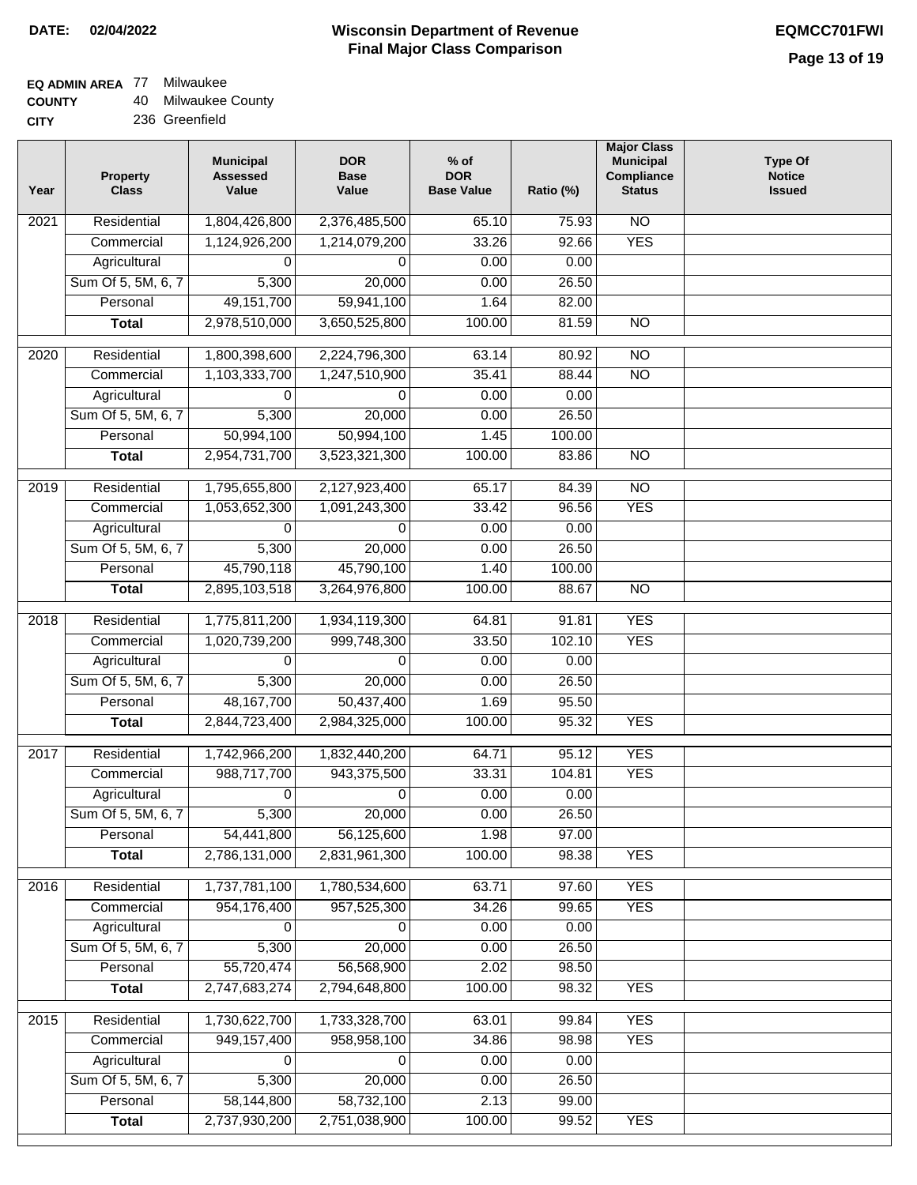**DATE: 02/04/2022**

# Wisconsin Department of Revenue
## Final Major Class Comparison

**EQMCC701FWI**

**EQ ADMIN AREA** 77 Milwaukee
**COUNTY** 40 Milwaukee County
**CITY** 236 Greenfield

| Year | Property Class | Municipal Assessed Value | DOR Base Value | % of DOR Base Value | Ratio (%) | Major Class Municipal Compliance Status | Type Of Notice Issued |
|---|---|---|---|---|---|---|---|
| 2021 | Residential | 1,804,426,800 | 2,376,485,500 | 65.10 | 75.93 | NO | |
| | Commercial | 1,124,926,200 | 1,214,079,200 | 33.26 | 92.66 | YES | |
| | Agricultural | 0 | 0 | 0.00 | 0.00 | | |
| | Sum Of 5, 5M, 6, 7 | 5,300 | 20,000 | 0.00 | 26.50 | | |
| | Personal | 49,151,700 | 59,941,100 | 1.64 | 82.00 | | |
| | **Total** | 2,978,510,000 | 3,650,525,800 | 100.00 | 81.59 | NO | |
| 2020 | Residential | 1,800,398,600 | 2,224,796,300 | 63.14 | 80.92 | NO | |
| | Commercial | 1,103,333,700 | 1,247,510,900 | 35.41 | 88.44 | NO | |
| | Agricultural | 0 | 0 | 0.00 | 0.00 | | |
| | Sum Of 5, 5M, 6, 7 | 5,300 | 20,000 | 0.00 | 26.50 | | |
| | Personal | 50,994,100 | 50,994,100 | 1.45 | 100.00 | | |
| | **Total** | 2,954,731,700 | 3,523,321,300 | 100.00 | 83.86 | NO | |
| 2019 | Residential | 1,795,655,800 | 2,127,923,400 | 65.17 | 84.39 | NO | |
| | Commercial | 1,053,652,300 | 1,091,243,300 | 33.42 | 96.56 | YES | |
| | Agricultural | 0 | 0 | 0.00 | 0.00 | | |
| | Sum Of 5, 5M, 6, 7 | 5,300 | 20,000 | 0.00 | 26.50 | | |
| | Personal | 45,790,118 | 45,790,100 | 1.40 | 100.00 | | |
| | **Total** | 2,895,103,518 | 3,264,976,800 | 100.00 | 88.67 | NO | |
| 2018 | Residential | 1,775,811,200 | 1,934,119,300 | 64.81 | 91.81 | YES | |
| | Commercial | 1,020,739,200 | 999,748,300 | 33.50 | 102.10 | YES | |
| | Agricultural | 0 | 0 | 0.00 | 0.00 | | |
| | Sum Of 5, 5M, 6, 7 | 5,300 | 20,000 | 0.00 | 26.50 | | |
| | Personal | 48,167,700 | 50,437,400 | 1.69 | 95.50 | | |
| | **Total** | 2,844,723,400 | 2,984,325,000 | 100.00 | 95.32 | YES | |
| 2017 | Residential | 1,742,966,200 | 1,832,440,200 | 64.71 | 95.12 | YES | |
| | Commercial | 988,717,700 | 943,375,500 | 33.31 | 104.81 | YES | |
| | Agricultural | 0 | 0 | 0.00 | 0.00 | | |
| | Sum Of 5, 5M, 6, 7 | 5,300 | 20,000 | 0.00 | 26.50 | | |
| | Personal | 54,441,800 | 56,125,600 | 1.98 | 97.00 | | |
| | **Total** | 2,786,131,000 | 2,831,961,300 | 100.00 | 98.38 | YES | |
| 2016 | Residential | 1,737,781,100 | 1,780,534,600 | 63.71 | 97.60 | YES | |
| | Commercial | 954,176,400 | 957,525,300 | 34.26 | 99.65 | YES | |
| | Agricultural | 0 | 0 | 0.00 | 0.00 | | |
| | Sum Of 5, 5M, 6, 7 | 5,300 | 20,000 | 0.00 | 26.50 | | |
| | Personal | 55,720,474 | 56,568,900 | 2.02 | 98.50 | | |
| | **Total** | 2,747,683,274 | 2,794,648,800 | 100.00 | 98.32 | YES | |
| 2015 | Residential | 1,730,622,700 | 1,733,328,700 | 63.01 | 99.84 | YES | |
| | Commercial | 949,157,400 | 958,958,100 | 34.86 | 98.98 | YES | |
| | Agricultural | 0 | 0 | 0.00 | 0.00 | | |
| | Sum Of 5, 5M, 6, 7 | 5,300 | 20,000 | 0.00 | 26.50 | | |
| | Personal | 58,144,800 | 58,732,100 | 2.13 | 99.00 | | |
| | **Total** | 2,737,930,200 | 2,751,038,900 | 100.00 | 99.52 | YES | |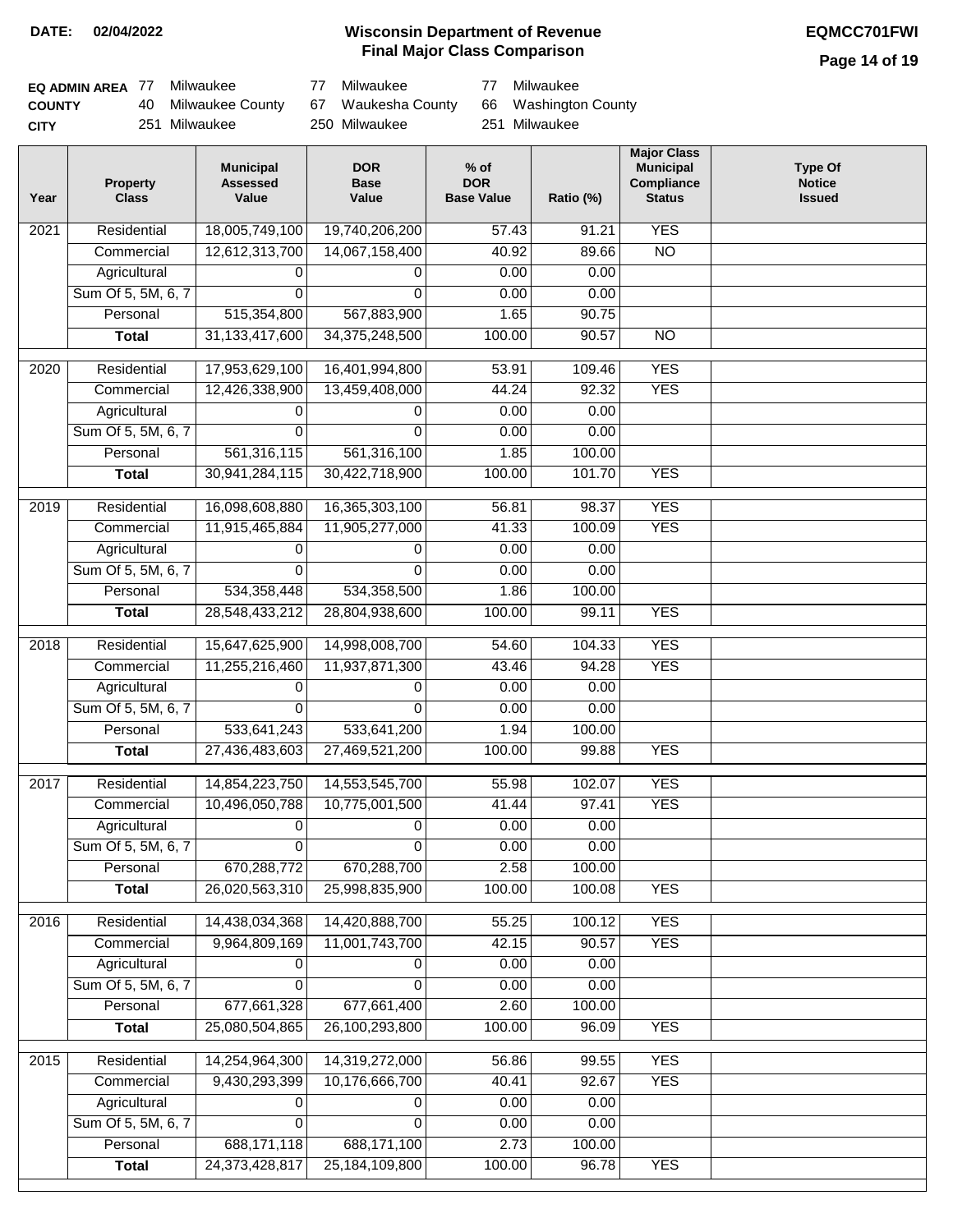**DATE: 02/04/2022**

# Wisconsin Department of Revenue
## Final Major Class Comparison

**EQMCC701FWI**

| | | | |
|---|---|---|---|
| **EQ ADMIN AREA** | 77 Milwaukee | 77 Milwaukee | 77 Milwaukee |
| **COUNTY** | 40 Milwaukee County | 67 Waukesha County | 66 Washington County |
| **CITY** | 251 Milwaukee | 250 Milwaukee | 251 Milwaukee |

| Year | Property Class | Municipal Assessed Value | DOR Base Value | % of DOR Base Value | Ratio (%) | Major Class Municipal Compliance Status | Type Of Notice Issued |
|---|---|---|---|---|---|---|---|
| 2021 | Residential | 18,005,749,100 | 19,740,206,200 | 57.43 | 91.21 | YES | |
| | Commercial | 12,612,313,700 | 14,067,158,400 | 40.92 | 89.66 | NO | |
| | Agricultural | 0 | 0 | 0.00 | 0.00 | | |
| | Sum Of 5, 5M, 6, 7 | 0 | 0 | 0.00 | 0.00 | | |
| | Personal | 515,354,800 | 567,883,900 | 1.65 | 90.75 | | |
| | **Total** | 31,133,417,600 | 34,375,248,500 | 100.00 | 90.57 | NO | |
| 2020 | Residential | 17,953,629,100 | 16,401,994,800 | 53.91 | 109.46 | YES | |
| | Commercial | 12,426,338,900 | 13,459,408,000 | 44.24 | 92.32 | YES | |
| | Agricultural | 0 | 0 | 0.00 | 0.00 | | |
| | Sum Of 5, 5M, 6, 7 | 0 | 0 | 0.00 | 0.00 | | |
| | Personal | 561,316,115 | 561,316,100 | 1.85 | 100.00 | | |
| | **Total** | 30,941,284,115 | 30,422,718,900 | 100.00 | 101.70 | YES | |
| 2019 | Residential | 16,098,608,880 | 16,365,303,100 | 56.81 | 98.37 | YES | |
| | Commercial | 11,915,465,884 | 11,905,277,000 | 41.33 | 100.09 | YES | |
| | Agricultural | 0 | 0 | 0.00 | 0.00 | | |
| | Sum Of 5, 5M, 6, 7 | 0 | 0 | 0.00 | 0.00 | | |
| | Personal | 534,358,448 | 534,358,500 | 1.86 | 100.00 | | |
| | **Total** | 28,548,433,212 | 28,804,938,600 | 100.00 | 99.11 | YES | |
| 2018 | Residential | 15,647,625,900 | 14,998,008,700 | 54.60 | 104.33 | YES | |
| | Commercial | 11,255,216,460 | 11,937,871,300 | 43.46 | 94.28 | YES | |
| | Agricultural | 0 | 0 | 0.00 | 0.00 | | |
| | Sum Of 5, 5M, 6, 7 | 0 | 0 | 0.00 | 0.00 | | |
| | Personal | 533,641,243 | 533,641,200 | 1.94 | 100.00 | | |
| | **Total** | 27,436,483,603 | 27,469,521,200 | 100.00 | 99.88 | YES | |
| 2017 | Residential | 14,854,223,750 | 14,553,545,700 | 55.98 | 102.07 | YES | |
| | Commercial | 10,496,050,788 | 10,775,001,500 | 41.44 | 97.41 | YES | |
| | Agricultural | 0 | 0 | 0.00 | 0.00 | | |
| | Sum Of 5, 5M, 6, 7 | 0 | 0 | 0.00 | 0.00 | | |
| | Personal | 670,288,772 | 670,288,700 | 2.58 | 100.00 | | |
| | **Total** | 26,020,563,310 | 25,998,835,900 | 100.00 | 100.08 | YES | |
| 2016 | Residential | 14,438,034,368 | 14,420,888,700 | 55.25 | 100.12 | YES | |
| | Commercial | 9,964,809,169 | 11,001,743,700 | 42.15 | 90.57 | YES | |
| | Agricultural | 0 | 0 | 0.00 | 0.00 | | |
| | Sum Of 5, 5M, 6, 7 | 0 | 0 | 0.00 | 0.00 | | |
| | Personal | 677,661,328 | 677,661,400 | 2.60 | 100.00 | | |
| | **Total** | 25,080,504,865 | 26,100,293,800 | 100.00 | 96.09 | YES | |
| 2015 | Residential | 14,254,964,300 | 14,319,272,000 | 56.86 | 99.55 | YES | |
| | Commercial | 9,430,293,399 | 10,176,666,700 | 40.41 | 92.67 | YES | |
| | Agricultural | 0 | 0 | 0.00 | 0.00 | | |
| | Sum Of 5, 5M, 6, 7 | 0 | 0 | 0.00 | 0.00 | | |
| | Personal | 688,171,118 | 688,171,100 | 2.73 | 100.00 | | |
| | **Total** | 24,373,428,817 | 25,184,109,800 | 100.00 | 96.78 | YES | |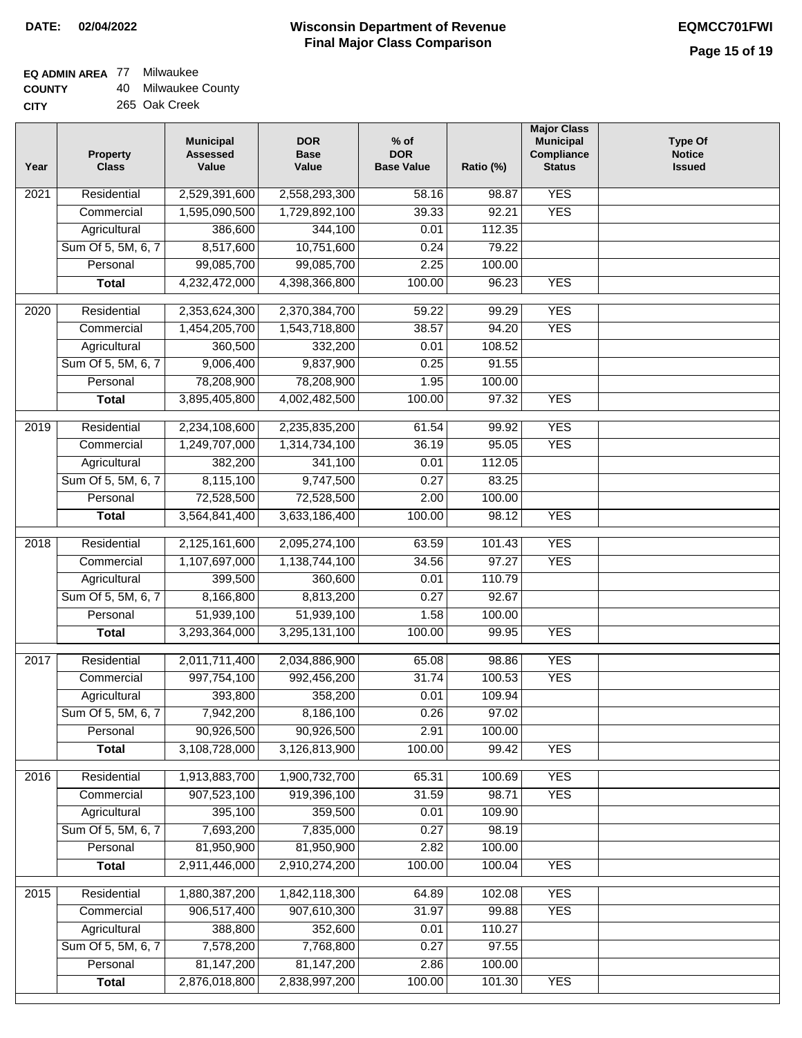**DATE:** 02/04/2022

# Wisconsin Department of Revenue
## Final Major Class Comparison

**EQMCC701FWI**

**EQ ADMIN AREA** 77 Milwaukee
**COUNTY** 40 Milwaukee County
**CITY** 265 Oak Creek

| Year | Property Class | Municipal Assessed Value | DOR Base Value | % of DOR Base Value | Ratio (%) | Major Class Municipal Compliance Status | Type Of Notice Issued |
|---|---|---|---|---|---|---|---|
| 2021 | Residential | 2,529,391,600 | 2,558,293,300 | 58.16 | 98.87 | YES | |
| | Commercial | 1,595,090,500 | 1,729,892,100 | 39.33 | 92.21 | YES | |
| | Agricultural | 386,600 | 344,100 | 0.01 | 112.35 | | |
| | Sum Of 5, 5M, 6, 7 | 8,517,600 | 10,751,600 | 0.24 | 79.22 | | |
| | Personal | 99,085,700 | 99,085,700 | 2.25 | 100.00 | | |
| | **Total** | 4,232,472,000 | 4,398,366,800 | 100.00 | 96.23 | YES | |
| 2020 | Residential | 2,353,624,300 | 2,370,384,700 | 59.22 | 99.29 | YES | |
| | Commercial | 1,454,205,700 | 1,543,718,800 | 38.57 | 94.20 | YES | |
| | Agricultural | 360,500 | 332,200 | 0.01 | 108.52 | | |
| | Sum Of 5, 5M, 6, 7 | 9,006,400 | 9,837,900 | 0.25 | 91.55 | | |
| | Personal | 78,208,900 | 78,208,900 | 1.95 | 100.00 | | |
| | **Total** | 3,895,405,800 | 4,002,482,500 | 100.00 | 97.32 | YES | |
| 2019 | Residential | 2,234,108,600 | 2,235,835,200 | 61.54 | 99.92 | YES | |
| | Commercial | 1,249,707,000 | 1,314,734,100 | 36.19 | 95.05 | YES | |
| | Agricultural | 382,200 | 341,100 | 0.01 | 112.05 | | |
| | Sum Of 5, 5M, 6, 7 | 8,115,100 | 9,747,500 | 0.27 | 83.25 | | |
| | Personal | 72,528,500 | 72,528,500 | 2.00 | 100.00 | | |
| | **Total** | 3,564,841,400 | 3,633,186,400 | 100.00 | 98.12 | YES | |
| 2018 | Residential | 2,125,161,600 | 2,095,274,100 | 63.59 | 101.43 | YES | |
| | Commercial | 1,107,697,000 | 1,138,744,100 | 34.56 | 97.27 | YES | |
| | Agricultural | 399,500 | 360,600 | 0.01 | 110.79 | | |
| | Sum Of 5, 5M, 6, 7 | 8,166,800 | 8,813,200 | 0.27 | 92.67 | | |
| | Personal | 51,939,100 | 51,939,100 | 1.58 | 100.00 | | |
| | **Total** | 3,293,364,000 | 3,295,131,100 | 100.00 | 99.95 | YES | |
| 2017 | Residential | 2,011,711,400 | 2,034,886,900 | 65.08 | 98.86 | YES | |
| | Commercial | 997,754,100 | 992,456,200 | 31.74 | 100.53 | YES | |
| | Agricultural | 393,800 | 358,200 | 0.01 | 109.94 | | |
| | Sum Of 5, 5M, 6, 7 | 7,942,200 | 8,186,100 | 0.26 | 97.02 | | |
| | Personal | 90,926,500 | 90,926,500 | 2.91 | 100.00 | | |
| | **Total** | 3,108,728,000 | 3,126,813,900 | 100.00 | 99.42 | YES | |
| 2016 | Residential | 1,913,883,700 | 1,900,732,700 | 65.31 | 100.69 | YES | |
| | Commercial | 907,523,100 | 919,396,100 | 31.59 | 98.71 | YES | |
| | Agricultural | 395,100 | 359,500 | 0.01 | 109.90 | | |
| | Sum Of 5, 5M, 6, 7 | 7,693,200 | 7,835,000 | 0.27 | 98.19 | | |
| | Personal | 81,950,900 | 81,950,900 | 2.82 | 100.00 | | |
| | **Total** | 2,911,446,000 | 2,910,274,200 | 100.00 | 100.04 | YES | |
| 2015 | Residential | 1,880,387,200 | 1,842,118,300 | 64.89 | 102.08 | YES | |
| | Commercial | 906,517,400 | 907,610,300 | 31.97 | 99.88 | YES | |
| | Agricultural | 388,800 | 352,600 | 0.01 | 110.27 | | |
| | Sum Of 5, 5M, 6, 7 | 7,578,200 | 7,768,800 | 0.27 | 97.55 | | |
| | Personal | 81,147,200 | 81,147,200 | 2.86 | 100.00 | | |
| | **Total** | 2,876,018,800 | 2,838,997,200 | 100.00 | 101.30 | YES | |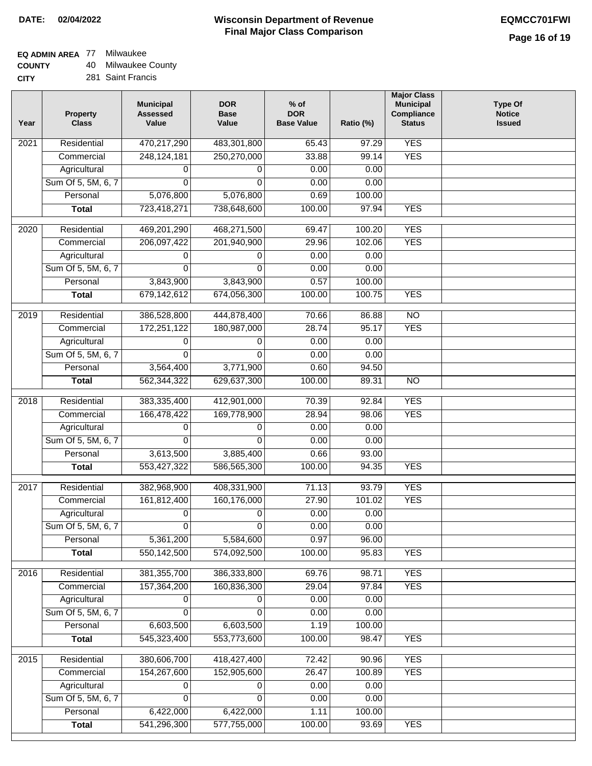**DATE:** 02/04/2022

# Wisconsin Department of Revenue
## Final Major Class Comparison

**EQMCC701FWI**

**EQ ADMIN AREA** 77 Milwaukee
**COUNTY** 40 Milwaukee County
**CITY** 281 Saint Francis

| Year | Property Class | Municipal Assessed Value | DOR Base Value | % of DOR Base Value | Ratio (%) | Major Class Municipal Compliance Status | Type Of Notice Issued |
|---|---|---|---|---|---|---|---|
| 2021 | Residential | 470,217,290 | 483,301,800 | 65.43 | 97.29 | YES | |
| | Commercial | 248,124,181 | 250,270,000 | 33.88 | 99.14 | YES | |
| | Agricultural | 0 | 0 | 0.00 | 0.00 | | |
| | Sum Of 5, 5M, 6, 7 | 0 | 0 | 0.00 | 0.00 | | |
| | Personal | 5,076,800 | 5,076,800 | 0.69 | 100.00 | | |
| | **Total** | 723,418,271 | 738,648,600 | 100.00 | 97.94 | YES | |
| 2020 | Residential | 469,201,290 | 468,271,500 | 69.47 | 100.20 | YES | |
| | Commercial | 206,097,422 | 201,940,900 | 29.96 | 102.06 | YES | |
| | Agricultural | 0 | 0 | 0.00 | 0.00 | | |
| | Sum Of 5, 5M, 6, 7 | 0 | 0 | 0.00 | 0.00 | | |
| | Personal | 3,843,900 | 3,843,900 | 0.57 | 100.00 | | |
| | **Total** | 679,142,612 | 674,056,300 | 100.00 | 100.75 | YES | |
| 2019 | Residential | 386,528,800 | 444,878,400 | 70.66 | 86.88 | NO | |
| | Commercial | 172,251,122 | 180,987,000 | 28.74 | 95.17 | YES | |
| | Agricultural | 0 | 0 | 0.00 | 0.00 | | |
| | Sum Of 5, 5M, 6, 7 | 0 | 0 | 0.00 | 0.00 | | |
| | Personal | 3,564,400 | 3,771,900 | 0.60 | 94.50 | | |
| | **Total** | 562,344,322 | 629,637,300 | 100.00 | 89.31 | NO | |
| 2018 | Residential | 383,335,400 | 412,901,000 | 70.39 | 92.84 | YES | |
| | Commercial | 166,478,422 | 169,778,900 | 28.94 | 98.06 | YES | |
| | Agricultural | 0 | 0 | 0.00 | 0.00 | | |
| | Sum Of 5, 5M, 6, 7 | 0 | 0 | 0.00 | 0.00 | | |
| | Personal | 3,613,500 | 3,885,400 | 0.66 | 93.00 | | |
| | **Total** | 553,427,322 | 586,565,300 | 100.00 | 94.35 | YES | |
| 2017 | Residential | 382,968,900 | 408,331,900 | 71.13 | 93.79 | YES | |
| | Commercial | 161,812,400 | 160,176,000 | 27.90 | 101.02 | YES | |
| | Agricultural | 0 | 0 | 0.00 | 0.00 | | |
| | Sum Of 5, 5M, 6, 7 | 0 | 0 | 0.00 | 0.00 | | |
| | Personal | 5,361,200 | 5,584,600 | 0.97 | 96.00 | | |
| | **Total** | 550,142,500 | 574,092,500 | 100.00 | 95.83 | YES | |
| 2016 | Residential | 381,355,700 | 386,333,800 | 69.76 | 98.71 | YES | |
| | Commercial | 157,364,200 | 160,836,300 | 29.04 | 97.84 | YES | |
| | Agricultural | 0 | 0 | 0.00 | 0.00 | | |
| | Sum Of 5, 5M, 6, 7 | 0 | 0 | 0.00 | 0.00 | | |
| | Personal | 6,603,500 | 6,603,500 | 1.19 | 100.00 | | |
| | **Total** | 545,323,400 | 553,773,600 | 100.00 | 98.47 | YES | |
| 2015 | Residential | 380,606,700 | 418,427,400 | 72.42 | 90.96 | YES | |
| | Commercial | 154,267,600 | 152,905,600 | 26.47 | 100.89 | YES | |
| | Agricultural | 0 | 0 | 0.00 | 0.00 | | |
| | Sum Of 5, 5M, 6, 7 | 0 | 0 | 0.00 | 0.00 | | |
| | Personal | 6,422,000 | 6,422,000 | 1.11 | 100.00 | | |
| | **Total** | 541,296,300 | 577,755,000 | 100.00 | 93.69 | YES | |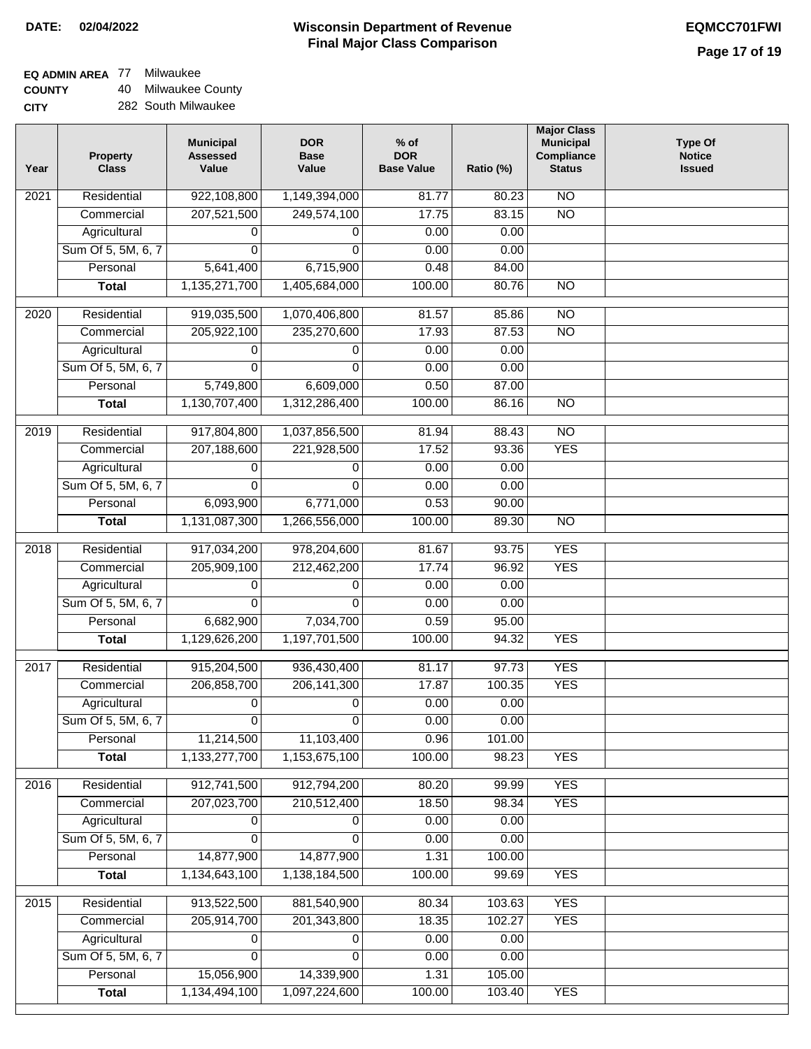**DATE:** 02/04/2022

# Wisconsin Department of Revenue
## Final Major Class Comparison

**EQMCC701FWI**

**EQ ADMIN AREA** 77 Milwaukee
**COUNTY** 40 Milwaukee County
**CITY** 282 South Milwaukee

| Year | Property Class | Municipal Assessed Value | DOR Base Value | % of DOR Base Value | Ratio (%) | Major Class Municipal Compliance Status | Type Of Notice Issued |
|---|---|---|---|---|---|---|---|
| 2021 | Residential | 922,108,800 | 1,149,394,000 | 81.77 | 80.23 | NO | |
| | Commercial | 207,521,500 | 249,574,100 | 17.75 | 83.15 | NO | |
| | Agricultural | 0 | 0 | 0.00 | 0.00 | | |
| | Sum Of 5, 5M, 6, 7 | 0 | 0 | 0.00 | 0.00 | | |
| | Personal | 5,641,400 | 6,715,900 | 0.48 | 84.00 | | |
| | **Total** | 1,135,271,700 | 1,405,684,000 | 100.00 | 80.76 | NO | |
| 2020 | Residential | 919,035,500 | 1,070,406,800 | 81.57 | 85.86 | NO | |
| | Commercial | 205,922,100 | 235,270,600 | 17.93 | 87.53 | NO | |
| | Agricultural | 0 | 0 | 0.00 | 0.00 | | |
| | Sum Of 5, 5M, 6, 7 | 0 | 0 | 0.00 | 0.00 | | |
| | Personal | 5,749,800 | 6,609,000 | 0.50 | 87.00 | | |
| | **Total** | 1,130,707,400 | 1,312,286,400 | 100.00 | 86.16 | NO | |
| 2019 | Residential | 917,804,800 | 1,037,856,500 | 81.94 | 88.43 | NO | |
| | Commercial | 207,188,600 | 221,928,500 | 17.52 | 93.36 | YES | |
| | Agricultural | 0 | 0 | 0.00 | 0.00 | | |
| | Sum Of 5, 5M, 6, 7 | 0 | 0 | 0.00 | 0.00 | | |
| | Personal | 6,093,900 | 6,771,000 | 0.53 | 90.00 | | |
| | **Total** | 1,131,087,300 | 1,266,556,000 | 100.00 | 89.30 | NO | |
| 2018 | Residential | 917,034,200 | 978,204,600 | 81.67 | 93.75 | YES | |
| | Commercial | 205,909,100 | 212,462,200 | 17.74 | 96.92 | YES | |
| | Agricultural | 0 | 0 | 0.00 | 0.00 | | |
| | Sum Of 5, 5M, 6, 7 | 0 | 0 | 0.00 | 0.00 | | |
| | Personal | 6,682,900 | 7,034,700 | 0.59 | 95.00 | | |
| | **Total** | 1,129,626,200 | 1,197,701,500 | 100.00 | 94.32 | YES | |
| 2017 | Residential | 915,204,500 | 936,430,400 | 81.17 | 97.73 | YES | |
| | Commercial | 206,858,700 | 206,141,300 | 17.87 | 100.35 | YES | |
| | Agricultural | 0 | 0 | 0.00 | 0.00 | | |
| | Sum Of 5, 5M, 6, 7 | 0 | 0 | 0.00 | 0.00 | | |
| | Personal | 11,214,500 | 11,103,400 | 0.96 | 101.00 | | |
| | **Total** | 1,133,277,700 | 1,153,675,100 | 100.00 | 98.23 | YES | |
| 2016 | Residential | 912,741,500 | 912,794,200 | 80.20 | 99.99 | YES | |
| | Commercial | 207,023,700 | 210,512,400 | 18.50 | 98.34 | YES | |
| | Agricultural | 0 | 0 | 0.00 | 0.00 | | |
| | Sum Of 5, 5M, 6, 7 | 0 | 0 | 0.00 | 0.00 | | |
| | Personal | 14,877,900 | 14,877,900 | 1.31 | 100.00 | | |
| | **Total** | 1,134,643,100 | 1,138,184,500 | 100.00 | 99.69 | YES | |
| 2015 | Residential | 913,522,500 | 881,540,900 | 80.34 | 103.63 | YES | |
| | Commercial | 205,914,700 | 201,343,800 | 18.35 | 102.27 | YES | |
| | Agricultural | 0 | 0 | 0.00 | 0.00 | | |
| | Sum Of 5, 5M, 6, 7 | 0 | 0 | 0.00 | 0.00 | | |
| | Personal | 15,056,900 | 14,339,900 | 1.31 | 105.00 | | |
| | **Total** | 1,134,494,100 | 1,097,224,600 | 100.00 | 103.40 | YES | |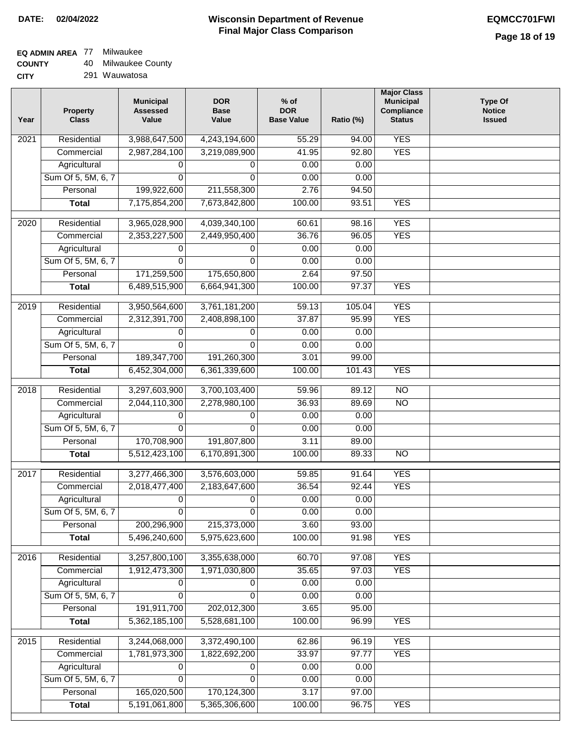**DATE:** 02/04/2022

# Wisconsin Department of Revenue
## Final Major Class Comparison

**EQMCC701FWI**

**EQ ADMIN AREA** 77 Milwaukee
**COUNTY** 40 Milwaukee County
**CITY** 291 Wauwatosa

| Year | Property Class | Municipal Assessed Value | DOR Base Value | % of DOR Base Value | Ratio (%) | Major Class Municipal Compliance Status | Type Of Notice Issued |
|---|---|---|---|---|---|---|---|
| 2021 | Residential | 3,988,647,500 | 4,243,194,600 | 55.29 | 94.00 | YES | |
| | Commercial | 2,987,284,100 | 3,219,089,900 | 41.95 | 92.80 | YES | |
| | Agricultural | 0 | 0 | 0.00 | 0.00 | | |
| | Sum Of 5, 5M, 6, 7 | 0 | 0 | 0.00 | 0.00 | | |
| | Personal | 199,922,600 | 211,558,300 | 2.76 | 94.50 | | |
| | **Total** | 7,175,854,200 | 7,673,842,800 | 100.00 | 93.51 | YES | |
| 2020 | Residential | 3,965,028,900 | 4,039,340,100 | 60.61 | 98.16 | YES | |
| | Commercial | 2,353,227,500 | 2,449,950,400 | 36.76 | 96.05 | YES | |
| | Agricultural | 0 | 0 | 0.00 | 0.00 | | |
| | Sum Of 5, 5M, 6, 7 | 0 | 0 | 0.00 | 0.00 | | |
| | Personal | 171,259,500 | 175,650,800 | 2.64 | 97.50 | | |
| | **Total** | 6,489,515,900 | 6,664,941,300 | 100.00 | 97.37 | YES | |
| 2019 | Residential | 3,950,564,600 | 3,761,181,200 | 59.13 | 105.04 | YES | |
| | Commercial | 2,312,391,700 | 2,408,898,100 | 37.87 | 95.99 | YES | |
| | Agricultural | 0 | 0 | 0.00 | 0.00 | | |
| | Sum Of 5, 5M, 6, 7 | 0 | 0 | 0.00 | 0.00 | | |
| | Personal | 189,347,700 | 191,260,300 | 3.01 | 99.00 | | |
| | **Total** | 6,452,304,000 | 6,361,339,600 | 100.00 | 101.43 | YES | |
| 2018 | Residential | 3,297,603,900 | 3,700,103,400 | 59.96 | 89.12 | NO | |
| | Commercial | 2,044,110,300 | 2,278,980,100 | 36.93 | 89.69 | NO | |
| | Agricultural | 0 | 0 | 0.00 | 0.00 | | |
| | Sum Of 5, 5M, 6, 7 | 0 | 0 | 0.00 | 0.00 | | |
| | Personal | 170,708,900 | 191,807,800 | 3.11 | 89.00 | | |
| | **Total** | 5,512,423,100 | 6,170,891,300 | 100.00 | 89.33 | NO | |
| 2017 | Residential | 3,277,466,300 | 3,576,603,000 | 59.85 | 91.64 | YES | |
| | Commercial | 2,018,477,400 | 2,183,647,600 | 36.54 | 92.44 | YES | |
| | Agricultural | 0 | 0 | 0.00 | 0.00 | | |
| | Sum Of 5, 5M, 6, 7 | 0 | 0 | 0.00 | 0.00 | | |
| | Personal | 200,296,900 | 215,373,000 | 3.60 | 93.00 | | |
| | **Total** | 5,496,240,600 | 5,975,623,600 | 100.00 | 91.98 | YES | |
| 2016 | Residential | 3,257,800,100 | 3,355,638,000 | 60.70 | 97.08 | YES | |
| | Commercial | 1,912,473,300 | 1,971,030,800 | 35.65 | 97.03 | YES | |
| | Agricultural | 0 | 0 | 0.00 | 0.00 | | |
| | Sum Of 5, 5M, 6, 7 | 0 | 0 | 0.00 | 0.00 | | |
| | Personal | 191,911,700 | 202,012,300 | 3.65 | 95.00 | | |
| | **Total** | 5,362,185,100 | 5,528,681,100 | 100.00 | 96.99 | YES | |
| 2015 | Residential | 3,244,068,000 | 3,372,490,100 | 62.86 | 96.19 | YES | |
| | Commercial | 1,781,973,300 | 1,822,692,200 | 33.97 | 97.77 | YES | |
| | Agricultural | 0 | 0 | 0.00 | 0.00 | | |
| | Sum Of 5, 5M, 6, 7 | 0 | 0 | 0.00 | 0.00 | | |
| | Personal | 165,020,500 | 170,124,300 | 3.17 | 97.00 | | |
| | **Total** | 5,191,061,800 | 5,365,306,600 | 100.00 | 96.75 | YES | |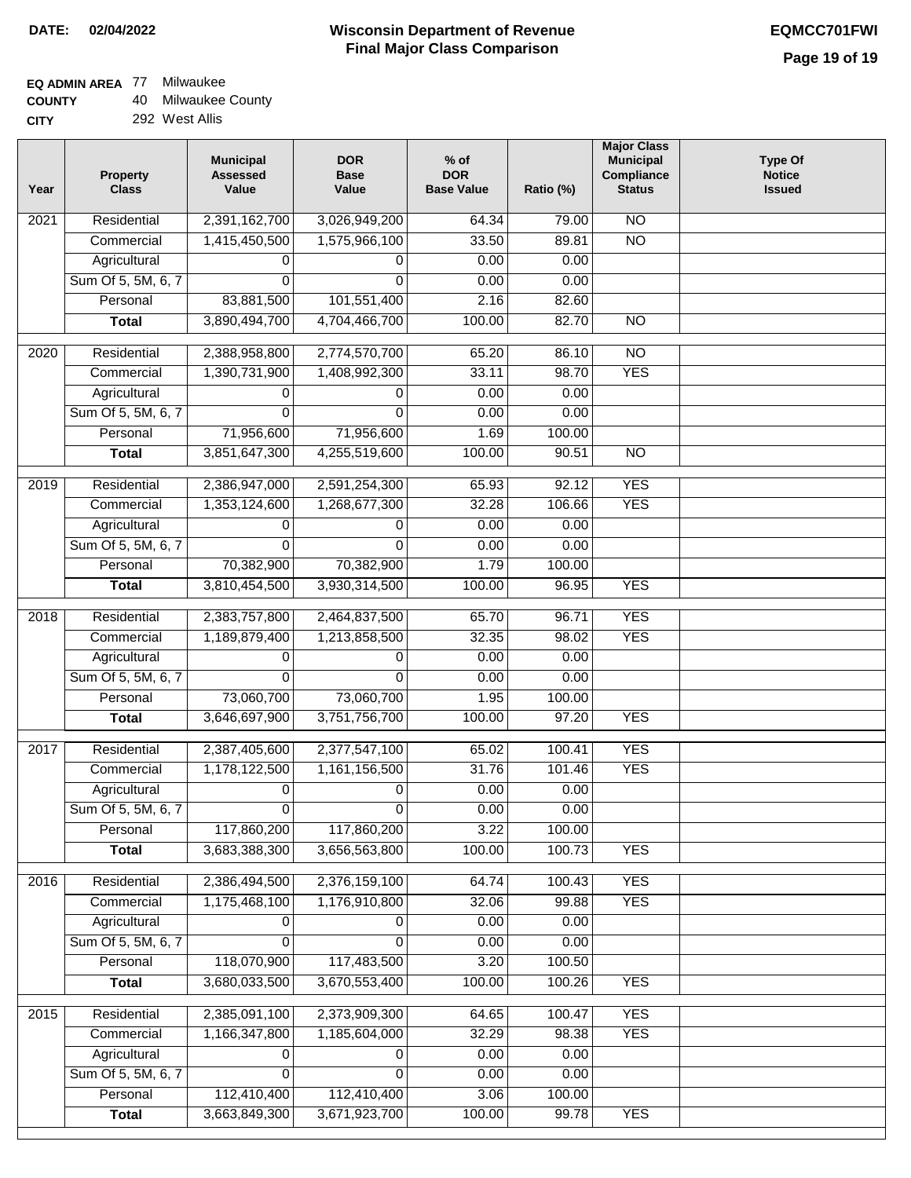DATE: 02/04/2022

# Wisconsin Department of Revenue
## Final Major Class Comparison

EQMCC701FWI

**EQ ADMIN AREA** 77 Milwaukee
**COUNTY** 40 Milwaukee County
**CITY** 292 West Allis

| Year | Property Class | Municipal Assessed Value | DOR Base Value | % of DOR Base Value | Ratio (%) | Major Class Municipal Compliance Status | Type Of Notice Issued |
|---|---|---|---|---|---|---|---|
| 2021 | Residential | 2,391,162,700 | 3,026,949,200 | 64.34 | 79.00 | NO | |
| | Commercial | 1,415,450,500 | 1,575,966,100 | 33.50 | 89.81 | NO | |
| | Agricultural | 0 | 0 | 0.00 | 0.00 | | |
| | Sum Of 5, 5M, 6, 7 | 0 | 0 | 0.00 | 0.00 | | |
| | Personal | 83,881,500 | 101,551,400 | 2.16 | 82.60 | | |
| | **Total** | 3,890,494,700 | 4,704,466,700 | 100.00 | 82.70 | NO | |
| 2020 | Residential | 2,388,958,800 | 2,774,570,700 | 65.20 | 86.10 | NO | |
| | Commercial | 1,390,731,900 | 1,408,992,300 | 33.11 | 98.70 | YES | |
| | Agricultural | 0 | 0 | 0.00 | 0.00 | | |
| | Sum Of 5, 5M, 6, 7 | 0 | 0 | 0.00 | 0.00 | | |
| | Personal | 71,956,600 | 71,956,600 | 1.69 | 100.00 | | |
| | **Total** | 3,851,647,300 | 4,255,519,600 | 100.00 | 90.51 | NO | |
| 2019 | Residential | 2,386,947,000 | 2,591,254,300 | 65.93 | 92.12 | YES | |
| | Commercial | 1,353,124,600 | 1,268,677,300 | 32.28 | 106.66 | YES | |
| | Agricultural | 0 | 0 | 0.00 | 0.00 | | |
| | Sum Of 5, 5M, 6, 7 | 0 | 0 | 0.00 | 0.00 | | |
| | Personal | 70,382,900 | 70,382,900 | 1.79 | 100.00 | | |
| | **Total** | 3,810,454,500 | 3,930,314,500 | 100.00 | 96.95 | YES | |
| 2018 | Residential | 2,383,757,800 | 2,464,837,500 | 65.70 | 96.71 | YES | |
| | Commercial | 1,189,879,400 | 1,213,858,500 | 32.35 | 98.02 | YES | |
| | Agricultural | 0 | 0 | 0.00 | 0.00 | | |
| | Sum Of 5, 5M, 6, 7 | 0 | 0 | 0.00 | 0.00 | | |
| | Personal | 73,060,700 | 73,060,700 | 1.95 | 100.00 | | |
| | **Total** | 3,646,697,900 | 3,751,756,700 | 100.00 | 97.20 | YES | |
| 2017 | Residential | 2,387,405,600 | 2,377,547,100 | 65.02 | 100.41 | YES | |
| | Commercial | 1,178,122,500 | 1,161,156,500 | 31.76 | 101.46 | YES | |
| | Agricultural | 0 | 0 | 0.00 | 0.00 | | |
| | Sum Of 5, 5M, 6, 7 | 0 | 0 | 0.00 | 0.00 | | |
| | Personal | 117,860,200 | 117,860,200 | 3.22 | 100.00 | | |
| | **Total** | 3,683,388,300 | 3,656,563,800 | 100.00 | 100.73 | YES | |
| 2016 | Residential | 2,386,494,500 | 2,376,159,100 | 64.74 | 100.43 | YES | |
| | Commercial | 1,175,468,100 | 1,176,910,800 | 32.06 | 99.88 | YES | |
| | Agricultural | 0 | 0 | 0.00 | 0.00 | | |
| | Sum Of 5, 5M, 6, 7 | 0 | 0 | 0.00 | 0.00 | | |
| | Personal | 118,070,900 | 117,483,500 | 3.20 | 100.50 | | |
| | **Total** | 3,680,033,500 | 3,670,553,400 | 100.00 | 100.26 | YES | |
| 2015 | Residential | 2,385,091,100 | 2,373,909,300 | 64.65 | 100.47 | YES | |
| | Commercial | 1,166,347,800 | 1,185,604,000 | 32.29 | 98.38 | YES | |
| | Agricultural | 0 | 0 | 0.00 | 0.00 | | |
| | Sum Of 5, 5M, 6, 7 | 0 | 0 | 0.00 | 0.00 | | |
| | Personal | 112,410,400 | 112,410,400 | 3.06 | 100.00 | | |
| | **Total** | 3,663,849,300 | 3,671,923,700 | 100.00 | 99.78 | YES | |